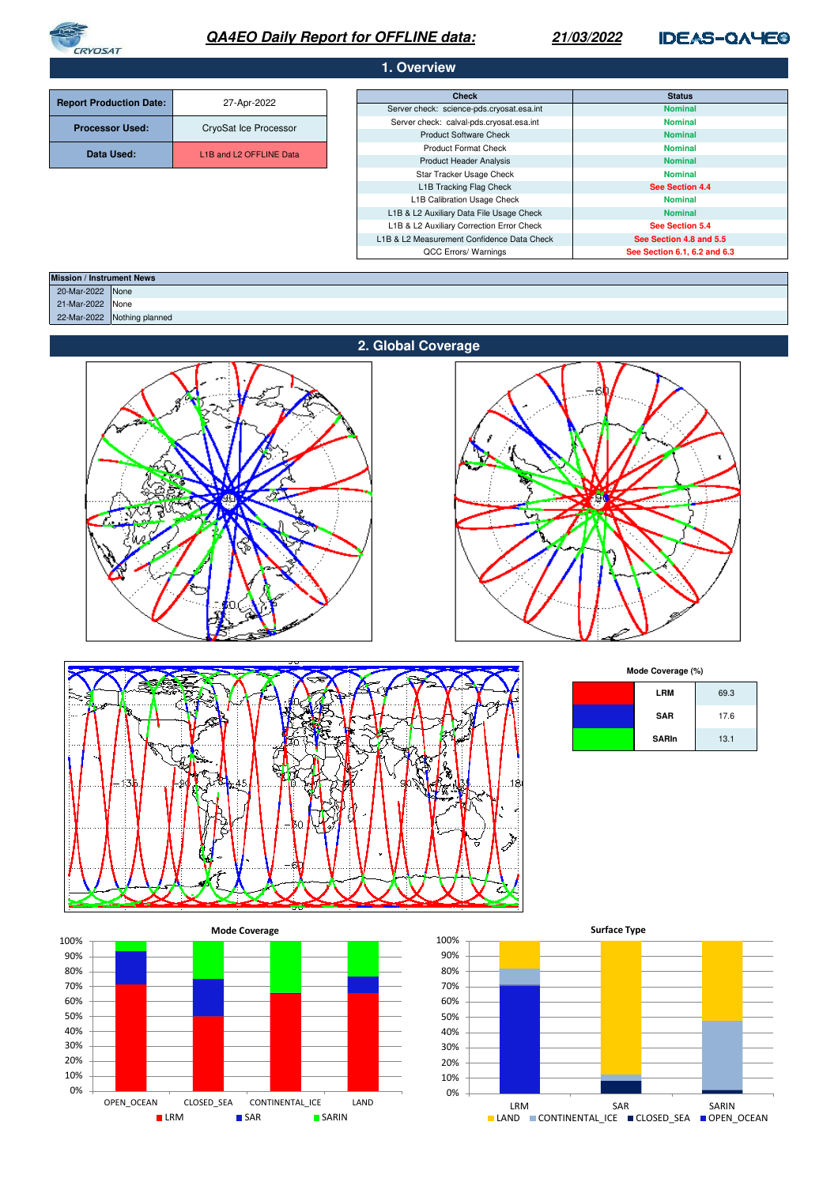# QA4EO Daily Report for OFFLINE data: 21/03/2022

CRYOSAT — IDEAS-QA4EO

## 1. Overview

| | |
|---|---|
| **Report Production Date:** | 27-Apr-2022 |
| **Processor Used:** | CryoSat Ice Processor |
| **Data Used:** | L1B and L2 OFFLINE Data |

| Check | Status |
|---|---|
| Server check: science-pds.cryosat.esa.int | Nominal |
| Server check: calval-pds.cryosat.esa.int | Nominal |
| Product Software Check | Nominal |
| Product Format Check | Nominal |
| Product Header Analysis | Nominal |
| Star Tracker Usage Check | Nominal |
| L1B Tracking Flag Check | See Section 4.4 |
| L1B Calibration Usage Check | Nominal |
| L1B & L2 Auxiliary Data File Usage Check | Nominal |
| L1B & L2 Auxiliary Correction Error Check | See Section 5.4 |
| L1B & L2 Measurement Confidence Data Check | See Section 4.8 and 5.5 |
| QCC Errors/ Warnings | See Section 6.1, 6.2 and 6.3 |

| Mission / Instrument News | |
|---|---|
| 20-Mar-2022 | None |
| 21-Mar-2022 | None |
| 22-Mar-2022 | Nothing planned |

## 2. Global Coverage

**Mode Coverage (%)**

| Mode | % |
|---|---|
| LRM | 69.3 |
| SAR | 17.6 |
| SARIn | 13.1 |

**Mode Coverage**

**Surface Type**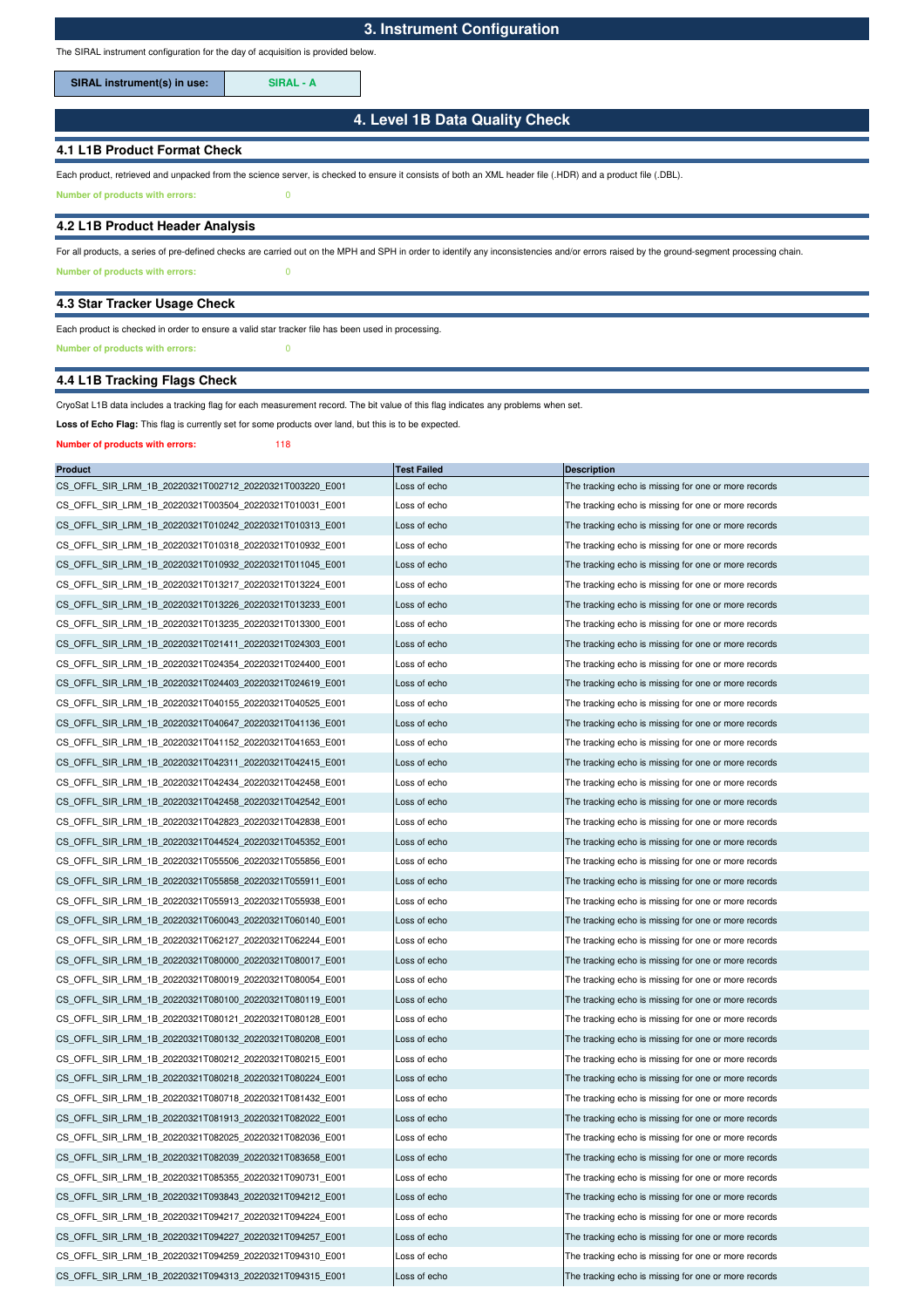## 3. Instrument Configuration

The SIRAL instrument configuration for the day of acquisition is provided below.

| SIRAL instrument(s) in use: | SIRAL - A |
|---|---|

## 4. Level 1B Data Quality Check

### 4.1 L1B Product Format Check

Each product, retrieved and unpacked from the science server, is checked to ensure it consists of both an XML header file (.HDR) and a product file (.DBL).

**Number of products with errors:** 0

### 4.2 L1B Product Header Analysis

For all products, a series of pre-defined checks are carried out on the MPH and SPH in order to identify any inconsistencies and/or errors raised by the ground-segment processing chain.

**Number of products with errors:** 0

### 4.3 Star Tracker Usage Check

Each product is checked in order to ensure a valid star tracker file has been used in processing.

**Number of products with errors:** 0

### 4.4 L1B Tracking Flags Check

CryoSat L1B data includes a tracking flag for each measurement record. The bit value of this flag indicates any problems when set.

**Loss of Echo Flag:** This flag is currently set for some products over land, but this is to be expected.

**Number of products with errors:** 118

| Product | Test Failed | Description |
|---|---|---|
| CS_OFFL_SIR_LRM_1B_20220321T002712_20220321T003220_E001 | Loss of echo | The tracking echo is missing for one or more records |
| CS_OFFL_SIR_LRM_1B_20220321T003504_20220321T010031_E001 | Loss of echo | The tracking echo is missing for one or more records |
| CS_OFFL_SIR_LRM_1B_20220321T010242_20220321T010313_E001 | Loss of echo | The tracking echo is missing for one or more records |
| CS_OFFL_SIR_LRM_1B_20220321T010318_20220321T010932_E001 | Loss of echo | The tracking echo is missing for one or more records |
| CS_OFFL_SIR_LRM_1B_20220321T010932_20220321T011045_E001 | Loss of echo | The tracking echo is missing for one or more records |
| CS_OFFL_SIR_LRM_1B_20220321T013217_20220321T013224_E001 | Loss of echo | The tracking echo is missing for one or more records |
| CS_OFFL_SIR_LRM_1B_20220321T013226_20220321T013233_E001 | Loss of echo | The tracking echo is missing for one or more records |
| CS_OFFL_SIR_LRM_1B_20220321T013235_20220321T013300_E001 | Loss of echo | The tracking echo is missing for one or more records |
| CS_OFFL_SIR_LRM_1B_20220321T021411_20220321T024303_E001 | Loss of echo | The tracking echo is missing for one or more records |
| CS_OFFL_SIR_LRM_1B_20220321T024354_20220321T024400_E001 | Loss of echo | The tracking echo is missing for one or more records |
| CS_OFFL_SIR_LRM_1B_20220321T024403_20220321T024619_E001 | Loss of echo | The tracking echo is missing for one or more records |
| CS_OFFL_SIR_LRM_1B_20220321T040155_20220321T040525_E001 | Loss of echo | The tracking echo is missing for one or more records |
| CS_OFFL_SIR_LRM_1B_20220321T040647_20220321T041136_E001 | Loss of echo | The tracking echo is missing for one or more records |
| CS_OFFL_SIR_LRM_1B_20220321T041152_20220321T041653_E001 | Loss of echo | The tracking echo is missing for one or more records |
| CS_OFFL_SIR_LRM_1B_20220321T042311_20220321T042415_E001 | Loss of echo | The tracking echo is missing for one or more records |
| CS_OFFL_SIR_LRM_1B_20220321T042434_20220321T042458_E001 | Loss of echo | The tracking echo is missing for one or more records |
| CS_OFFL_SIR_LRM_1B_20220321T042458_20220321T042542_E001 | Loss of echo | The tracking echo is missing for one or more records |
| CS_OFFL_SIR_LRM_1B_20220321T042823_20220321T042838_E001 | Loss of echo | The tracking echo is missing for one or more records |
| CS_OFFL_SIR_LRM_1B_20220321T044524_20220321T045352_E001 | Loss of echo | The tracking echo is missing for one or more records |
| CS_OFFL_SIR_LRM_1B_20220321T055506_20220321T055856_E001 | Loss of echo | The tracking echo is missing for one or more records |
| CS_OFFL_SIR_LRM_1B_20220321T055858_20220321T055911_E001 | Loss of echo | The tracking echo is missing for one or more records |
| CS_OFFL_SIR_LRM_1B_20220321T055913_20220321T055938_E001 | Loss of echo | The tracking echo is missing for one or more records |
| CS_OFFL_SIR_LRM_1B_20220321T060043_20220321T060140_E001 | Loss of echo | The tracking echo is missing for one or more records |
| CS_OFFL_SIR_LRM_1B_20220321T062127_20220321T062244_E001 | Loss of echo | The tracking echo is missing for one or more records |
| CS_OFFL_SIR_LRM_1B_20220321T080000_20220321T080017_E001 | Loss of echo | The tracking echo is missing for one or more records |
| CS_OFFL_SIR_LRM_1B_20220321T080019_20220321T080054_E001 | Loss of echo | The tracking echo is missing for one or more records |
| CS_OFFL_SIR_LRM_1B_20220321T080100_20220321T080119_E001 | Loss of echo | The tracking echo is missing for one or more records |
| CS_OFFL_SIR_LRM_1B_20220321T080121_20220321T080128_E001 | Loss of echo | The tracking echo is missing for one or more records |
| CS_OFFL_SIR_LRM_1B_20220321T080132_20220321T080208_E001 | Loss of echo | The tracking echo is missing for one or more records |
| CS_OFFL_SIR_LRM_1B_20220321T080212_20220321T080215_E001 | Loss of echo | The tracking echo is missing for one or more records |
| CS_OFFL_SIR_LRM_1B_20220321T080218_20220321T080224_E001 | Loss of echo | The tracking echo is missing for one or more records |
| CS_OFFL_SIR_LRM_1B_20220321T080718_20220321T081432_E001 | Loss of echo | The tracking echo is missing for one or more records |
| CS_OFFL_SIR_LRM_1B_20220321T081913_20220321T082022_E001 | Loss of echo | The tracking echo is missing for one or more records |
| CS_OFFL_SIR_LRM_1B_20220321T082025_20220321T082036_E001 | Loss of echo | The tracking echo is missing for one or more records |
| CS_OFFL_SIR_LRM_1B_20220321T082039_20220321T083658_E001 | Loss of echo | The tracking echo is missing for one or more records |
| CS_OFFL_SIR_LRM_1B_20220321T085355_20220321T090731_E001 | Loss of echo | The tracking echo is missing for one or more records |
| CS_OFFL_SIR_LRM_1B_20220321T093843_20220321T094212_E001 | Loss of echo | The tracking echo is missing for one or more records |
| CS_OFFL_SIR_LRM_1B_20220321T094217_20220321T094224_E001 | Loss of echo | The tracking echo is missing for one or more records |
| CS_OFFL_SIR_LRM_1B_20220321T094227_20220321T094257_E001 | Loss of echo | The tracking echo is missing for one or more records |
| CS_OFFL_SIR_LRM_1B_20220321T094259_20220321T094310_E001 | Loss of echo | The tracking echo is missing for one or more records |
| CS_OFFL_SIR_LRM_1B_20220321T094313_20220321T094315_E001 | Loss of echo | The tracking echo is missing for one or more records |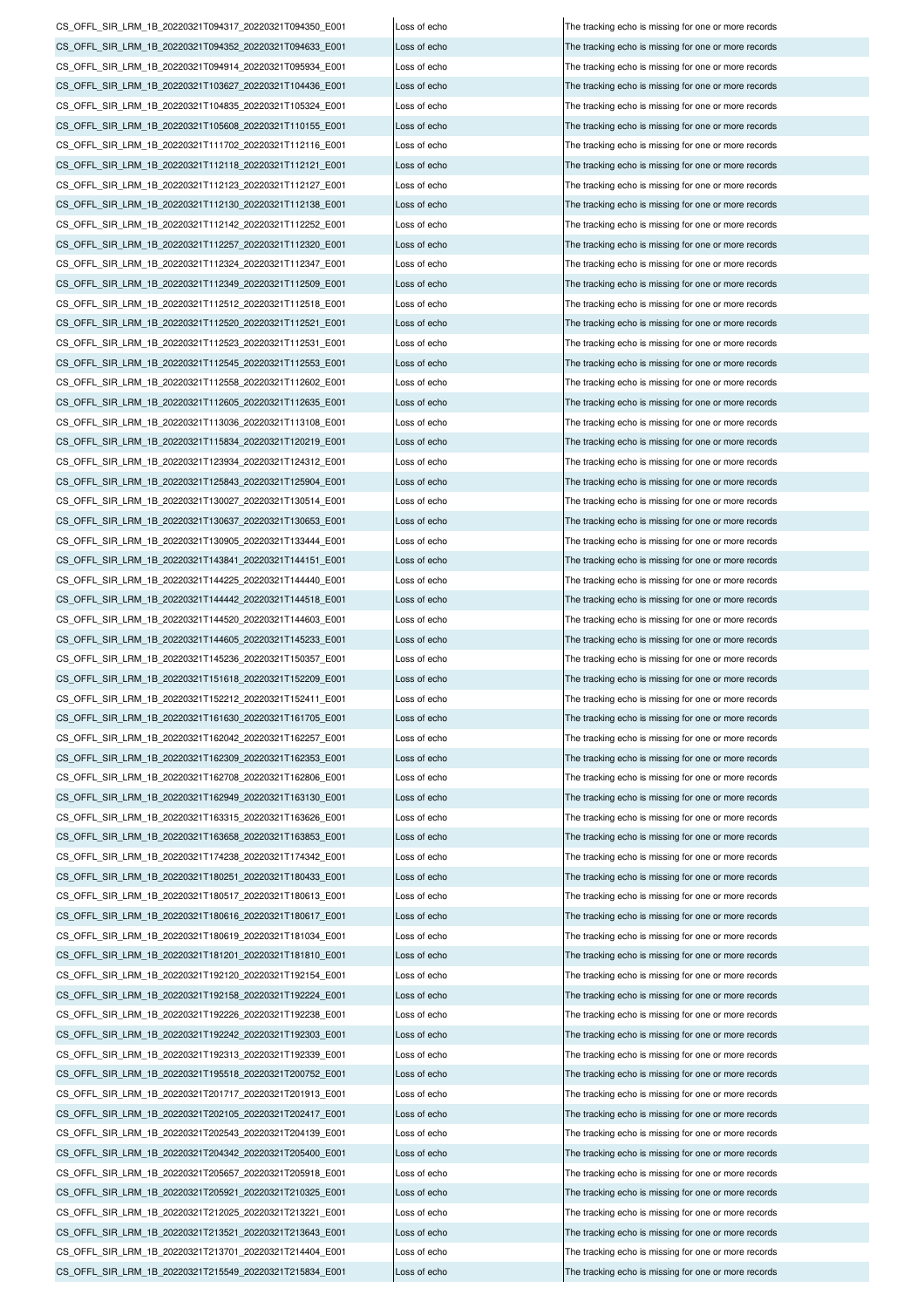| | | |
|---|---|---|
| CS_OFFL_SIR_LRM_1B_20220321T094317_20220321T094350_E001 | Loss of echo | The tracking echo is missing for one or more records |
| CS_OFFL_SIR_LRM_1B_20220321T094352_20220321T094633_E001 | Loss of echo | The tracking echo is missing for one or more records |
| CS_OFFL_SIR_LRM_1B_20220321T094914_20220321T095934_E001 | Loss of echo | The tracking echo is missing for one or more records |
| CS_OFFL_SIR_LRM_1B_20220321T103627_20220321T104436_E001 | Loss of echo | The tracking echo is missing for one or more records |
| CS_OFFL_SIR_LRM_1B_20220321T104835_20220321T105324_E001 | Loss of echo | The tracking echo is missing for one or more records |
| CS_OFFL_SIR_LRM_1B_20220321T105608_20220321T110155_E001 | Loss of echo | The tracking echo is missing for one or more records |
| CS_OFFL_SIR_LRM_1B_20220321T111702_20220321T112116_E001 | Loss of echo | The tracking echo is missing for one or more records |
| CS_OFFL_SIR_LRM_1B_20220321T112118_20220321T112121_E001 | Loss of echo | The tracking echo is missing for one or more records |
| CS_OFFL_SIR_LRM_1B_20220321T112123_20220321T112127_E001 | Loss of echo | The tracking echo is missing for one or more records |
| CS_OFFL_SIR_LRM_1B_20220321T112130_20220321T112138_E001 | Loss of echo | The tracking echo is missing for one or more records |
| CS_OFFL_SIR_LRM_1B_20220321T112142_20220321T112252_E001 | Loss of echo | The tracking echo is missing for one or more records |
| CS_OFFL_SIR_LRM_1B_20220321T112257_20220321T112320_E001 | Loss of echo | The tracking echo is missing for one or more records |
| CS_OFFL_SIR_LRM_1B_20220321T112324_20220321T112347_E001 | Loss of echo | The tracking echo is missing for one or more records |
| CS_OFFL_SIR_LRM_1B_20220321T112349_20220321T112509_E001 | Loss of echo | The tracking echo is missing for one or more records |
| CS_OFFL_SIR_LRM_1B_20220321T112512_20220321T112518_E001 | Loss of echo | The tracking echo is missing for one or more records |
| CS_OFFL_SIR_LRM_1B_20220321T112520_20220321T112521_E001 | Loss of echo | The tracking echo is missing for one or more records |
| CS_OFFL_SIR_LRM_1B_20220321T112523_20220321T112531_E001 | Loss of echo | The tracking echo is missing for one or more records |
| CS_OFFL_SIR_LRM_1B_20220321T112545_20220321T112553_E001 | Loss of echo | The tracking echo is missing for one or more records |
| CS_OFFL_SIR_LRM_1B_20220321T112558_20220321T112602_E001 | Loss of echo | The tracking echo is missing for one or more records |
| CS_OFFL_SIR_LRM_1B_20220321T112605_20220321T112635_E001 | Loss of echo | The tracking echo is missing for one or more records |
| CS_OFFL_SIR_LRM_1B_20220321T113036_20220321T113108_E001 | Loss of echo | The tracking echo is missing for one or more records |
| CS_OFFL_SIR_LRM_1B_20220321T115834_20220321T120219_E001 | Loss of echo | The tracking echo is missing for one or more records |
| CS_OFFL_SIR_LRM_1B_20220321T123934_20220321T124312_E001 | Loss of echo | The tracking echo is missing for one or more records |
| CS_OFFL_SIR_LRM_1B_20220321T125843_20220321T125904_E001 | Loss of echo | The tracking echo is missing for one or more records |
| CS_OFFL_SIR_LRM_1B_20220321T130027_20220321T130514_E001 | Loss of echo | The tracking echo is missing for one or more records |
| CS_OFFL_SIR_LRM_1B_20220321T130637_20220321T130653_E001 | Loss of echo | The tracking echo is missing for one or more records |
| CS_OFFL_SIR_LRM_1B_20220321T130905_20220321T133444_E001 | Loss of echo | The tracking echo is missing for one or more records |
| CS_OFFL_SIR_LRM_1B_20220321T143841_20220321T144151_E001 | Loss of echo | The tracking echo is missing for one or more records |
| CS_OFFL_SIR_LRM_1B_20220321T144225_20220321T144440_E001 | Loss of echo | The tracking echo is missing for one or more records |
| CS_OFFL_SIR_LRM_1B_20220321T144442_20220321T144518_E001 | Loss of echo | The tracking echo is missing for one or more records |
| CS_OFFL_SIR_LRM_1B_20220321T144520_20220321T144603_E001 | Loss of echo | The tracking echo is missing for one or more records |
| CS_OFFL_SIR_LRM_1B_20220321T144605_20220321T145233_E001 | Loss of echo | The tracking echo is missing for one or more records |
| CS_OFFL_SIR_LRM_1B_20220321T145236_20220321T150357_E001 | Loss of echo | The tracking echo is missing for one or more records |
| CS_OFFL_SIR_LRM_1B_20220321T151618_20220321T152209_E001 | Loss of echo | The tracking echo is missing for one or more records |
| CS_OFFL_SIR_LRM_1B_20220321T152212_20220321T152411_E001 | Loss of echo | The tracking echo is missing for one or more records |
| CS_OFFL_SIR_LRM_1B_20220321T161630_20220321T161705_E001 | Loss of echo | The tracking echo is missing for one or more records |
| CS_OFFL_SIR_LRM_1B_20220321T162042_20220321T162257_E001 | Loss of echo | The tracking echo is missing for one or more records |
| CS_OFFL_SIR_LRM_1B_20220321T162309_20220321T162353_E001 | Loss of echo | The tracking echo is missing for one or more records |
| CS_OFFL_SIR_LRM_1B_20220321T162708_20220321T162806_E001 | Loss of echo | The tracking echo is missing for one or more records |
| CS_OFFL_SIR_LRM_1B_20220321T162949_20220321T163130_E001 | Loss of echo | The tracking echo is missing for one or more records |
| CS_OFFL_SIR_LRM_1B_20220321T163315_20220321T163626_E001 | Loss of echo | The tracking echo is missing for one or more records |
| CS_OFFL_SIR_LRM_1B_20220321T163658_20220321T163853_E001 | Loss of echo | The tracking echo is missing for one or more records |
| CS_OFFL_SIR_LRM_1B_20220321T174238_20220321T174342_E001 | Loss of echo | The tracking echo is missing for one or more records |
| CS_OFFL_SIR_LRM_1B_20220321T180251_20220321T180433_E001 | Loss of echo | The tracking echo is missing for one or more records |
| CS_OFFL_SIR_LRM_1B_20220321T180517_20220321T180613_E001 | Loss of echo | The tracking echo is missing for one or more records |
| CS_OFFL_SIR_LRM_1B_20220321T180616_20220321T180617_E001 | Loss of echo | The tracking echo is missing for one or more records |
| CS_OFFL_SIR_LRM_1B_20220321T180619_20220321T181034_E001 | Loss of echo | The tracking echo is missing for one or more records |
| CS_OFFL_SIR_LRM_1B_20220321T181201_20220321T181810_E001 | Loss of echo | The tracking echo is missing for one or more records |
| CS_OFFL_SIR_LRM_1B_20220321T192120_20220321T192154_E001 | Loss of echo | The tracking echo is missing for one or more records |
| CS_OFFL_SIR_LRM_1B_20220321T192158_20220321T192224_E001 | Loss of echo | The tracking echo is missing for one or more records |
| CS_OFFL_SIR_LRM_1B_20220321T192226_20220321T192238_E001 | Loss of echo | The tracking echo is missing for one or more records |
| CS_OFFL_SIR_LRM_1B_20220321T192242_20220321T192303_E001 | Loss of echo | The tracking echo is missing for one or more records |
| CS_OFFL_SIR_LRM_1B_20220321T192313_20220321T192339_E001 | Loss of echo | The tracking echo is missing for one or more records |
| CS_OFFL_SIR_LRM_1B_20220321T195518_20220321T200752_E001 | Loss of echo | The tracking echo is missing for one or more records |
| CS_OFFL_SIR_LRM_1B_20220321T201717_20220321T201913_E001 | Loss of echo | The tracking echo is missing for one or more records |
| CS_OFFL_SIR_LRM_1B_20220321T202105_20220321T202417_E001 | Loss of echo | The tracking echo is missing for one or more records |
| CS_OFFL_SIR_LRM_1B_20220321T202543_20220321T204139_E001 | Loss of echo | The tracking echo is missing for one or more records |
| CS_OFFL_SIR_LRM_1B_20220321T204342_20220321T205400_E001 | Loss of echo | The tracking echo is missing for one or more records |
| CS_OFFL_SIR_LRM_1B_20220321T205657_20220321T205918_E001 | Loss of echo | The tracking echo is missing for one or more records |
| CS_OFFL_SIR_LRM_1B_20220321T205921_20220321T210325_E001 | Loss of echo | The tracking echo is missing for one or more records |
| CS_OFFL_SIR_LRM_1B_20220321T212025_20220321T213221_E001 | Loss of echo | The tracking echo is missing for one or more records |
| CS_OFFL_SIR_LRM_1B_20220321T213521_20220321T213643_E001 | Loss of echo | The tracking echo is missing for one or more records |
| CS_OFFL_SIR_LRM_1B_20220321T213701_20220321T214404_E001 | Loss of echo | The tracking echo is missing for one or more records |
| CS_OFFL_SIR_LRM_1B_20220321T215549_20220321T215834_E001 | Loss of echo | The tracking echo is missing for one or more records |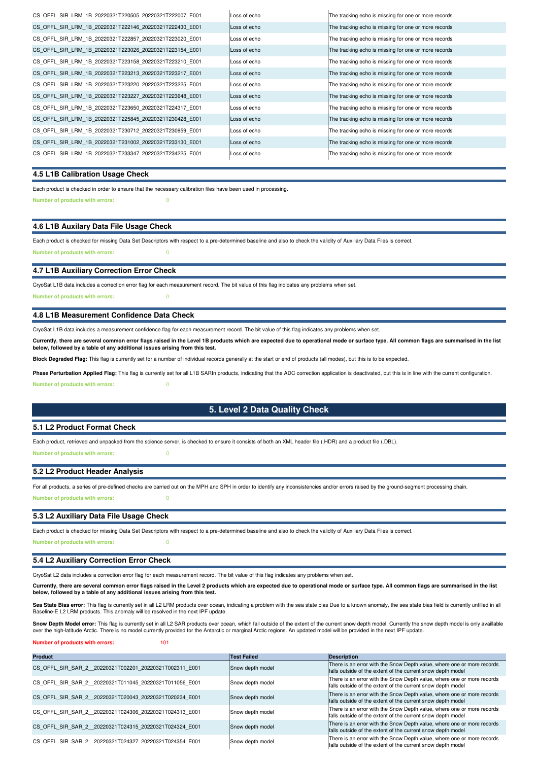| | | |
|---|---|---|
| CS_OFFL_SIR_LRM_1B_20220321T220505_20220321T222007_E001 | Loss of echo | The tracking echo is missing for one or more records |
| CS_OFFL_SIR_LRM_1B_20220321T222146_20220321T222430_E001 | Loss of echo | The tracking echo is missing for one or more records |
| CS_OFFL_SIR_LRM_1B_20220321T222857_20220321T223020_E001 | Loss of echo | The tracking echo is missing for one or more records |
| CS_OFFL_SIR_LRM_1B_20220321T223026_20220321T223154_E001 | Loss of echo | The tracking echo is missing for one or more records |
| CS_OFFL_SIR_LRM_1B_20220321T223158_20220321T223210_E001 | Loss of echo | The tracking echo is missing for one or more records |
| CS_OFFL_SIR_LRM_1B_20220321T223213_20220321T223217_E001 | Loss of echo | The tracking echo is missing for one or more records |
| CS_OFFL_SIR_LRM_1B_20220321T223220_20220321T223225_E001 | Loss of echo | The tracking echo is missing for one or more records |
| CS_OFFL_SIR_LRM_1B_20220321T223227_20220321T223648_E001 | Loss of echo | The tracking echo is missing for one or more records |
| CS_OFFL_SIR_LRM_1B_20220321T223650_20220321T224317_E001 | Loss of echo | The tracking echo is missing for one or more records |
| CS_OFFL_SIR_LRM_1B_20220321T225845_20220321T230428_E001 | Loss of echo | The tracking echo is missing for one or more records |
| CS_OFFL_SIR_LRM_1B_20220321T230712_20220321T230959_E001 | Loss of echo | The tracking echo is missing for one or more records |
| CS_OFFL_SIR_LRM_1B_20220321T231002_20220321T233130_E001 | Loss of echo | The tracking echo is missing for one or more records |
| CS_OFFL_SIR_LRM_1B_20220321T233347_20220321T234225_E001 | Loss of echo | The tracking echo is missing for one or more records |

### 4.5 L1B Calibration Usage Check

Each product is checked in order to ensure that the necessary calibration files have been used in processing.

**Number of products with errors:** 0

### 4.6 L1B Auxilary Data File Usage Check

Each product is checked for missing Data Set Descriptors with respect to a pre-determined baseline and also to check the validity of Auxiliary Data Files is correct.

**Number of products with errors:** 0

### 4.7 L1B Auxiliary Correction Error Check

CryoSat L1B data includes a correction error flag for each measurement record. The bit value of this flag indicates any problems when set.

**Number of products with errors:** 0

### 4.8 L1B Measurement Confidence Data Check

CryoSat L1B data includes a measurement confidence flag for each measurement record. The bit value of this flag indicates any problems when set.

**Currently, there are several common error flags raised in the Level 1B products which are expected due to operational mode or surface type. All common flags are summarised in the list below, followed by a table of any additional issues arising from this test.**

**Block Degraded Flag:** This flag is currently set for a number of individual records generally at the start or end of products (all modes), but this is to be expected.

**Phase Perturbation Applied Flag:** This flag is currently set for all L1B SARIn products, indicating that the ADC correction application is deactivated, but this is in line with the current configuration.

**Number of products with errors:** 0

## 5. Level 2 Data Quality Check

### 5.1 L2 Product Format Check

Each product, retrieved and unpacked from the science server, is checked to ensure it consists of both an XML header file (.HDR) and a product file (.DBL).

**Number of products with errors:** 0

### 5.2 L2 Product Header Analysis

For all products, a series of pre-defined checks are carried out on the MPH and SPH in order to identify any inconsistencies and/or errors raised by the ground-segment processing chain.

**Number of products with errors:** 0

### 5.3 L2 Auxiliary Data File Usage Check

Each product is checked for missing Data Set Descriptors with respect to a pre-determined baseline and also to check the validity of Auxiliary Data Files is correct.

**Number of products with errors:** 0

### 5.4 L2 Auxiliary Correction Error Check

CryoSat L2 data includes a correction error flag for each measurement record. The bit value of this flag indicates any problems when set.

**Currently, there are several common error flags raised in the Level 2 products which are expected due to operational mode or surface type. All common flags are summarised in the list below, followed by a table of any additional issues arising from this test.**

**Sea State Bias error:** This flag is currently set in all L2 LRM products over ocean, indicating a problem with the sea state bias Due to a known anomaly, the sea state bias field is currently unfilled in all Baseline-E L2 LRM products. This anomaly will be resolved in the next IPF update.

**Snow Depth Model error:** This flag is currently set in all L2 SAR products over ocean, which fall outside of the extent of the current snow depth model. Currently the snow depth model is only availlable over the high-latitude Arctic. There is no model currently provided for the Antarctic or marginal Arctic regions. An updated model will be provided in the next IPF update.

**Number of products with errors:** 101

| Product | Test Failed | Description |
|---|---|---|
| CS_OFFL_SIR_SAR_2__20220321T002201_20220321T002311_E001 | Snow depth model | There is an error with the Snow Depth value, where one or more records falls outside of the extent of the current snow depth model |
| CS_OFFL_SIR_SAR_2__20220321T011045_20220321T011056_E001 | Snow depth model | There is an error with the Snow Depth value, where one or more records falls outside of the extent of the current snow depth model |
| CS_OFFL_SIR_SAR_2__20220321T020043_20220321T020234_E001 | Snow depth model | There is an error with the Snow Depth value, where one or more records falls outside of the extent of the current snow depth model |
| CS_OFFL_SIR_SAR_2__20220321T024306_20220321T024313_E001 | Snow depth model | There is an error with the Snow Depth value, where one or more records falls outside of the extent of the current snow depth model |
| CS_OFFL_SIR_SAR_2__20220321T024315_20220321T024324_E001 | Snow depth model | There is an error with the Snow Depth value, where one or more records falls outside of the extent of the current snow depth model |
| CS_OFFL_SIR_SAR_2__20220321T024327_20220321T024354_E001 | Snow depth model | There is an error with the Snow Depth value, where one or more records falls outside of the extent of the current snow depth model |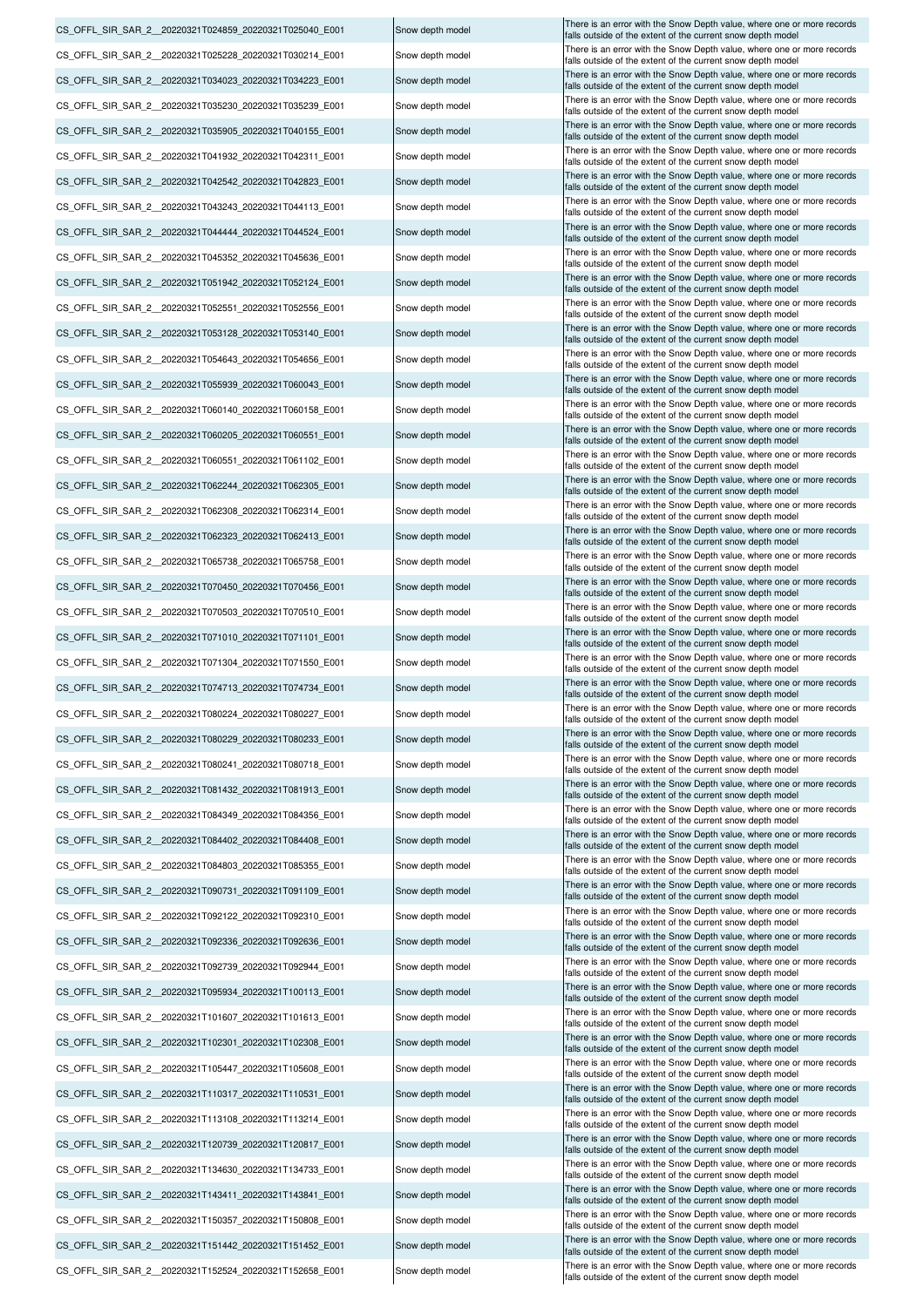| | | |
|---|---|---|
| CS_OFFL_SIR_SAR_2__20220321T024859_20220321T025040_E001 | Snow depth model | There is an error with the Snow Depth value, where one or more records falls outside of the extent of the current snow depth model |
| CS_OFFL_SIR_SAR_2__20220321T025228_20220321T030214_E001 | Snow depth model | There is an error with the Snow Depth value, where one or more records falls outside of the extent of the current snow depth model |
| CS_OFFL_SIR_SAR_2__20220321T034023_20220321T034223_E001 | Snow depth model | There is an error with the Snow Depth value, where one or more records falls outside of the extent of the current snow depth model |
| CS_OFFL_SIR_SAR_2__20220321T035230_20220321T035239_E001 | Snow depth model | There is an error with the Snow Depth value, where one or more records falls outside of the extent of the current snow depth model |
| CS_OFFL_SIR_SAR_2__20220321T035905_20220321T040155_E001 | Snow depth model | There is an error with the Snow Depth value, where one or more records falls outside of the extent of the current snow depth model |
| CS_OFFL_SIR_SAR_2__20220321T041932_20220321T042311_E001 | Snow depth model | There is an error with the Snow Depth value, where one or more records falls outside of the extent of the current snow depth model |
| CS_OFFL_SIR_SAR_2__20220321T042542_20220321T042823_E001 | Snow depth model | There is an error with the Snow Depth value, where one or more records falls outside of the extent of the current snow depth model |
| CS_OFFL_SIR_SAR_2__20220321T043243_20220321T044113_E001 | Snow depth model | There is an error with the Snow Depth value, where one or more records falls outside of the extent of the current snow depth model |
| CS_OFFL_SIR_SAR_2__20220321T044444_20220321T044524_E001 | Snow depth model | There is an error with the Snow Depth value, where one or more records falls outside of the extent of the current snow depth model |
| CS_OFFL_SIR_SAR_2__20220321T045352_20220321T045636_E001 | Snow depth model | There is an error with the Snow Depth value, where one or more records falls outside of the extent of the current snow depth model |
| CS_OFFL_SIR_SAR_2__20220321T051942_20220321T052124_E001 | Snow depth model | There is an error with the Snow Depth value, where one or more records falls outside of the extent of the current snow depth model |
| CS_OFFL_SIR_SAR_2__20220321T052551_20220321T052556_E001 | Snow depth model | There is an error with the Snow Depth value, where one or more records falls outside of the extent of the current snow depth model |
| CS_OFFL_SIR_SAR_2__20220321T053128_20220321T053140_E001 | Snow depth model | There is an error with the Snow Depth value, where one or more records falls outside of the extent of the current snow depth model |
| CS_OFFL_SIR_SAR_2__20220321T054643_20220321T054656_E001 | Snow depth model | There is an error with the Snow Depth value, where one or more records falls outside of the extent of the current snow depth model |
| CS_OFFL_SIR_SAR_2__20220321T055939_20220321T060043_E001 | Snow depth model | There is an error with the Snow Depth value, where one or more records falls outside of the extent of the current snow depth model |
| CS_OFFL_SIR_SAR_2__20220321T060140_20220321T060158_E001 | Snow depth model | There is an error with the Snow Depth value, where one or more records falls outside of the extent of the current snow depth model |
| CS_OFFL_SIR_SAR_2__20220321T060205_20220321T060551_E001 | Snow depth model | There is an error with the Snow Depth value, where one or more records falls outside of the extent of the current snow depth model |
| CS_OFFL_SIR_SAR_2__20220321T060551_20220321T061102_E001 | Snow depth model | There is an error with the Snow Depth value, where one or more records falls outside of the extent of the current snow depth model |
| CS_OFFL_SIR_SAR_2__20220321T062244_20220321T062305_E001 | Snow depth model | There is an error with the Snow Depth value, where one or more records falls outside of the extent of the current snow depth model |
| CS_OFFL_SIR_SAR_2__20220321T062308_20220321T062314_E001 | Snow depth model | There is an error with the Snow Depth value, where one or more records falls outside of the extent of the current snow depth model |
| CS_OFFL_SIR_SAR_2__20220321T062323_20220321T062413_E001 | Snow depth model | There is an error with the Snow Depth value, where one or more records falls outside of the extent of the current snow depth model |
| CS_OFFL_SIR_SAR_2__20220321T065738_20220321T065758_E001 | Snow depth model | There is an error with the Snow Depth value, where one or more records falls outside of the extent of the current snow depth model |
| CS_OFFL_SIR_SAR_2__20220321T070450_20220321T070456_E001 | Snow depth model | There is an error with the Snow Depth value, where one or more records falls outside of the extent of the current snow depth model |
| CS_OFFL_SIR_SAR_2__20220321T070503_20220321T070510_E001 | Snow depth model | There is an error with the Snow Depth value, where one or more records falls outside of the extent of the current snow depth model |
| CS_OFFL_SIR_SAR_2__20220321T071010_20220321T071101_E001 | Snow depth model | There is an error with the Snow Depth value, where one or more records falls outside of the extent of the current snow depth model |
| CS_OFFL_SIR_SAR_2__20220321T071304_20220321T071550_E001 | Snow depth model | There is an error with the Snow Depth value, where one or more records falls outside of the extent of the current snow depth model |
| CS_OFFL_SIR_SAR_2__20220321T074713_20220321T074734_E001 | Snow depth model | There is an error with the Snow Depth value, where one or more records falls outside of the extent of the current snow depth model |
| CS_OFFL_SIR_SAR_2__20220321T080224_20220321T080227_E001 | Snow depth model | There is an error with the Snow Depth value, where one or more records falls outside of the extent of the current snow depth model |
| CS_OFFL_SIR_SAR_2__20220321T080229_20220321T080233_E001 | Snow depth model | There is an error with the Snow Depth value, where one or more records falls outside of the extent of the current snow depth model |
| CS_OFFL_SIR_SAR_2__20220321T080241_20220321T080718_E001 | Snow depth model | There is an error with the Snow Depth value, where one or more records falls outside of the extent of the current snow depth model |
| CS_OFFL_SIR_SAR_2__20220321T081432_20220321T081913_E001 | Snow depth model | There is an error with the Snow Depth value, where one or more records falls outside of the extent of the current snow depth model |
| CS_OFFL_SIR_SAR_2__20220321T084349_20220321T084356_E001 | Snow depth model | There is an error with the Snow Depth value, where one or more records falls outside of the extent of the current snow depth model |
| CS_OFFL_SIR_SAR_2__20220321T084402_20220321T084408_E001 | Snow depth model | There is an error with the Snow Depth value, where one or more records falls outside of the extent of the current snow depth model |
| CS_OFFL_SIR_SAR_2__20220321T084803_20220321T085355_E001 | Snow depth model | There is an error with the Snow Depth value, where one or more records falls outside of the extent of the current snow depth model |
| CS_OFFL_SIR_SAR_2__20220321T090731_20220321T091109_E001 | Snow depth model | There is an error with the Snow Depth value, where one or more records falls outside of the extent of the current snow depth model |
| CS_OFFL_SIR_SAR_2__20220321T092122_20220321T092310_E001 | Snow depth model | There is an error with the Snow Depth value, where one or more records falls outside of the extent of the current snow depth model |
| CS_OFFL_SIR_SAR_2__20220321T092336_20220321T092636_E001 | Snow depth model | There is an error with the Snow Depth value, where one or more records falls outside of the extent of the current snow depth model |
| CS_OFFL_SIR_SAR_2__20220321T092739_20220321T092944_E001 | Snow depth model | There is an error with the Snow Depth value, where one or more records falls outside of the extent of the current snow depth model |
| CS_OFFL_SIR_SAR_2__20220321T095934_20220321T100113_E001 | Snow depth model | There is an error with the Snow Depth value, where one or more records falls outside of the extent of the current snow depth model |
| CS_OFFL_SIR_SAR_2__20220321T101607_20220321T101613_E001 | Snow depth model | There is an error with the Snow Depth value, where one or more records falls outside of the extent of the current snow depth model |
| CS_OFFL_SIR_SAR_2__20220321T102301_20220321T102308_E001 | Snow depth model | There is an error with the Snow Depth value, where one or more records falls outside of the extent of the current snow depth model |
| CS_OFFL_SIR_SAR_2__20220321T105447_20220321T105608_E001 | Snow depth model | There is an error with the Snow Depth value, where one or more records falls outside of the extent of the current snow depth model |
| CS_OFFL_SIR_SAR_2__20220321T110317_20220321T110531_E001 | Snow depth model | There is an error with the Snow Depth value, where one or more records falls outside of the extent of the current snow depth model |
| CS_OFFL_SIR_SAR_2__20220321T113108_20220321T113214_E001 | Snow depth model | There is an error with the Snow Depth value, where one or more records falls outside of the extent of the current snow depth model |
| CS_OFFL_SIR_SAR_2__20220321T120739_20220321T120817_E001 | Snow depth model | There is an error with the Snow Depth value, where one or more records falls outside of the extent of the current snow depth model |
| CS_OFFL_SIR_SAR_2__20220321T134630_20220321T134733_E001 | Snow depth model | There is an error with the Snow Depth value, where one or more records falls outside of the extent of the current snow depth model |
| CS_OFFL_SIR_SAR_2__20220321T143411_20220321T143841_E001 | Snow depth model | There is an error with the Snow Depth value, where one or more records falls outside of the extent of the current snow depth model |
| CS_OFFL_SIR_SAR_2__20220321T150357_20220321T150808_E001 | Snow depth model | There is an error with the Snow Depth value, where one or more records falls outside of the extent of the current snow depth model |
| CS_OFFL_SIR_SAR_2__20220321T151442_20220321T151452_E001 | Snow depth model | There is an error with the Snow Depth value, where one or more records falls outside of the extent of the current snow depth model |
| CS_OFFL_SIR_SAR_2__20220321T152524_20220321T152658_E001 | Snow depth model | There is an error with the Snow Depth value, where one or more records falls outside of the extent of the current snow depth model |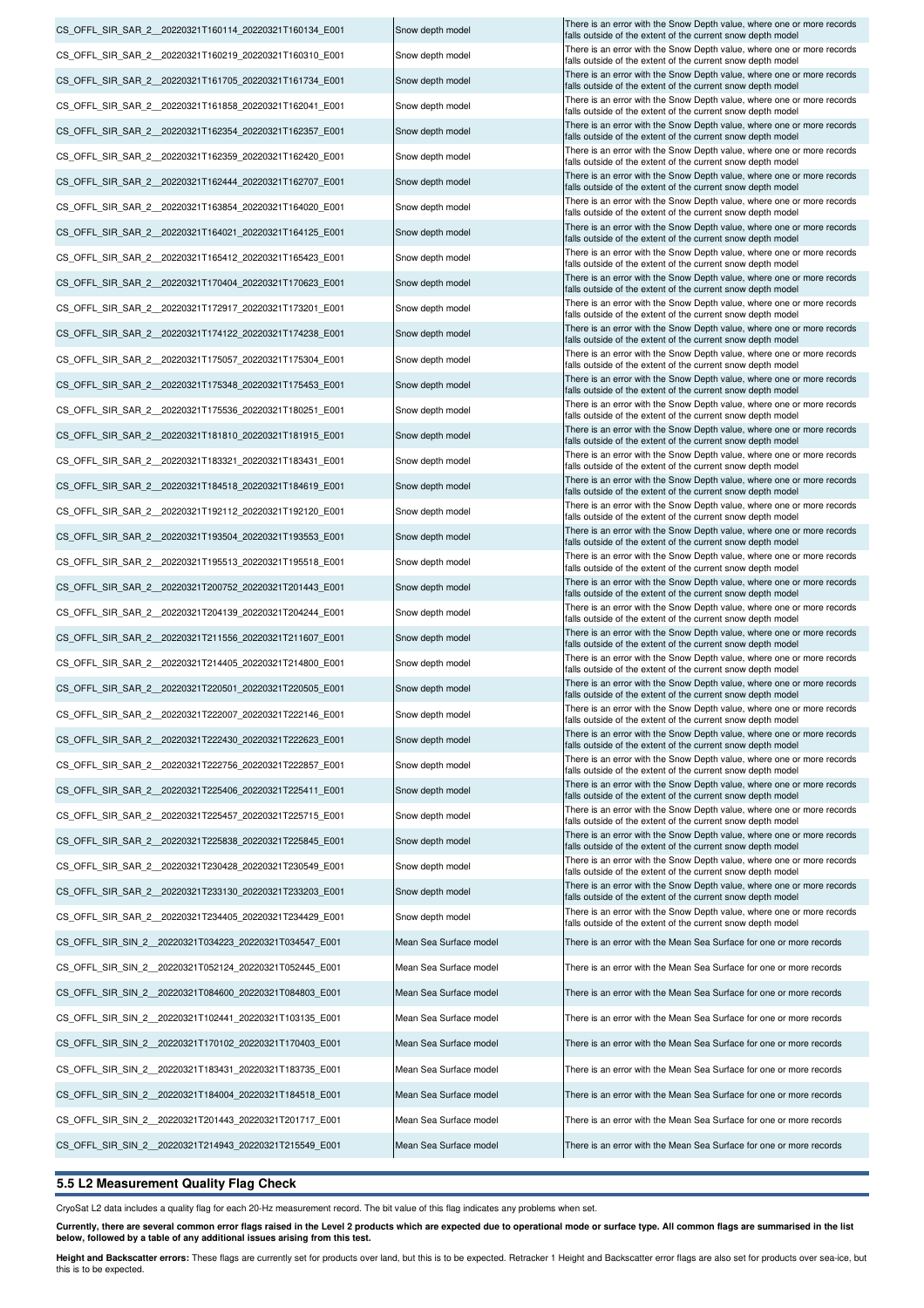| | | |
|---|---|---|
| CS_OFFL_SIR_SAR_2__20220321T160114_20220321T160134_E001 | Snow depth model | There is an error with the Snow Depth value, where one or more records falls outside of the extent of the current snow depth model |
| CS_OFFL_SIR_SAR_2__20220321T160219_20220321T160310_E001 | Snow depth model | There is an error with the Snow Depth value, where one or more records falls outside of the extent of the current snow depth model |
| CS_OFFL_SIR_SAR_2__20220321T161705_20220321T161734_E001 | Snow depth model | There is an error with the Snow Depth value, where one or more records falls outside of the extent of the current snow depth model |
| CS_OFFL_SIR_SAR_2__20220321T161858_20220321T162041_E001 | Snow depth model | There is an error with the Snow Depth value, where one or more records falls outside of the extent of the current snow depth model |
| CS_OFFL_SIR_SAR_2__20220321T162354_20220321T162357_E001 | Snow depth model | There is an error with the Snow Depth value, where one or more records falls outside of the extent of the current snow depth model |
| CS_OFFL_SIR_SAR_2__20220321T162359_20220321T162420_E001 | Snow depth model | There is an error with the Snow Depth value, where one or more records falls outside of the extent of the current snow depth model |
| CS_OFFL_SIR_SAR_2__20220321T162444_20220321T162707_E001 | Snow depth model | There is an error with the Snow Depth value, where one or more records falls outside of the extent of the current snow depth model |
| CS_OFFL_SIR_SAR_2__20220321T163854_20220321T164020_E001 | Snow depth model | There is an error with the Snow Depth value, where one or more records falls outside of the extent of the current snow depth model |
| CS_OFFL_SIR_SAR_2__20220321T164021_20220321T164125_E001 | Snow depth model | There is an error with the Snow Depth value, where one or more records falls outside of the extent of the current snow depth model |
| CS_OFFL_SIR_SAR_2__20220321T165412_20220321T165423_E001 | Snow depth model | There is an error with the Snow Depth value, where one or more records falls outside of the extent of the current snow depth model |
| CS_OFFL_SIR_SAR_2__20220321T170404_20220321T170623_E001 | Snow depth model | There is an error with the Snow Depth value, where one or more records falls outside of the extent of the current snow depth model |
| CS_OFFL_SIR_SAR_2__20220321T172917_20220321T173201_E001 | Snow depth model | There is an error with the Snow Depth value, where one or more records falls outside of the extent of the current snow depth model |
| CS_OFFL_SIR_SAR_2__20220321T174122_20220321T174238_E001 | Snow depth model | There is an error with the Snow Depth value, where one or more records falls outside of the extent of the current snow depth model |
| CS_OFFL_SIR_SAR_2__20220321T175057_20220321T175304_E001 | Snow depth model | There is an error with the Snow Depth value, where one or more records falls outside of the extent of the current snow depth model |
| CS_OFFL_SIR_SAR_2__20220321T175348_20220321T175453_E001 | Snow depth model | There is an error with the Snow Depth value, where one or more records falls outside of the extent of the current snow depth model |
| CS_OFFL_SIR_SAR_2__20220321T175536_20220321T180251_E001 | Snow depth model | There is an error with the Snow Depth value, where one or more records falls outside of the extent of the current snow depth model |
| CS_OFFL_SIR_SAR_2__20220321T181810_20220321T181915_E001 | Snow depth model | There is an error with the Snow Depth value, where one or more records falls outside of the extent of the current snow depth model |
| CS_OFFL_SIR_SAR_2__20220321T183321_20220321T183431_E001 | Snow depth model | There is an error with the Snow Depth value, where one or more records falls outside of the extent of the current snow depth model |
| CS_OFFL_SIR_SAR_2__20220321T184518_20220321T184619_E001 | Snow depth model | There is an error with the Snow Depth value, where one or more records falls outside of the extent of the current snow depth model |
| CS_OFFL_SIR_SAR_2__20220321T192112_20220321T192120_E001 | Snow depth model | There is an error with the Snow Depth value, where one or more records falls outside of the extent of the current snow depth model |
| CS_OFFL_SIR_SAR_2__20220321T193504_20220321T193553_E001 | Snow depth model | There is an error with the Snow Depth value, where one or more records falls outside of the extent of the current snow depth model |
| CS_OFFL_SIR_SAR_2__20220321T195513_20220321T195518_E001 | Snow depth model | There is an error with the Snow Depth value, where one or more records falls outside of the extent of the current snow depth model |
| CS_OFFL_SIR_SAR_2__20220321T200752_20220321T201443_E001 | Snow depth model | There is an error with the Snow Depth value, where one or more records falls outside of the extent of the current snow depth model |
| CS_OFFL_SIR_SAR_2__20220321T204139_20220321T204244_E001 | Snow depth model | There is an error with the Snow Depth value, where one or more records falls outside of the extent of the current snow depth model |
| CS_OFFL_SIR_SAR_2__20220321T211556_20220321T211607_E001 | Snow depth model | There is an error with the Snow Depth value, where one or more records falls outside of the extent of the current snow depth model |
| CS_OFFL_SIR_SAR_2__20220321T214405_20220321T214800_E001 | Snow depth model | There is an error with the Snow Depth value, where one or more records falls outside of the extent of the current snow depth model |
| CS_OFFL_SIR_SAR_2__20220321T220501_20220321T220505_E001 | Snow depth model | There is an error with the Snow Depth value, where one or more records falls outside of the extent of the current snow depth model |
| CS_OFFL_SIR_SAR_2__20220321T222007_20220321T222146_E001 | Snow depth model | There is an error with the Snow Depth value, where one or more records falls outside of the extent of the current snow depth model |
| CS_OFFL_SIR_SAR_2__20220321T222430_20220321T222623_E001 | Snow depth model | There is an error with the Snow Depth value, where one or more records falls outside of the extent of the current snow depth model |
| CS_OFFL_SIR_SAR_2__20220321T222756_20220321T222857_E001 | Snow depth model | There is an error with the Snow Depth value, where one or more records falls outside of the extent of the current snow depth model |
| CS_OFFL_SIR_SAR_2__20220321T225406_20220321T225411_E001 | Snow depth model | There is an error with the Snow Depth value, where one or more records falls outside of the extent of the current snow depth model |
| CS_OFFL_SIR_SAR_2__20220321T225457_20220321T225715_E001 | Snow depth model | There is an error with the Snow Depth value, where one or more records falls outside of the extent of the current snow depth model |
| CS_OFFL_SIR_SAR_2__20220321T225838_20220321T225845_E001 | Snow depth model | There is an error with the Snow Depth value, where one or more records falls outside of the extent of the current snow depth model |
| CS_OFFL_SIR_SAR_2__20220321T230428_20220321T230549_E001 | Snow depth model | There is an error with the Snow Depth value, where one or more records falls outside of the extent of the current snow depth model |
| CS_OFFL_SIR_SAR_2__20220321T233130_20220321T233203_E001 | Snow depth model | There is an error with the Snow Depth value, where one or more records falls outside of the extent of the current snow depth model |
| CS_OFFL_SIR_SAR_2__20220321T234405_20220321T234429_E001 | Snow depth model | There is an error with the Snow Depth value, where one or more records falls outside of the extent of the current snow depth model |
| CS_OFFL_SIR_SIN_2__20220321T034223_20220321T034547_E001 | Mean Sea Surface model | There is an error with the Mean Sea Surface for one or more records |
| CS_OFFL_SIR_SIN_2__20220321T052124_20220321T052445_E001 | Mean Sea Surface model | There is an error with the Mean Sea Surface for one or more records |
| CS_OFFL_SIR_SIN_2__20220321T084600_20220321T084803_E001 | Mean Sea Surface model | There is an error with the Mean Sea Surface for one or more records |
| CS_OFFL_SIR_SIN_2__20220321T102441_20220321T103135_E001 | Mean Sea Surface model | There is an error with the Mean Sea Surface for one or more records |
| CS_OFFL_SIR_SIN_2__20220321T170102_20220321T170403_E001 | Mean Sea Surface model | There is an error with the Mean Sea Surface for one or more records |
| CS_OFFL_SIR_SIN_2__20220321T183431_20220321T183735_E001 | Mean Sea Surface model | There is an error with the Mean Sea Surface for one or more records |
| CS_OFFL_SIR_SIN_2__20220321T184004_20220321T184518_E001 | Mean Sea Surface model | There is an error with the Mean Sea Surface for one or more records |
| CS_OFFL_SIR_SIN_2__20220321T201443_20220321T201717_E001 | Mean Sea Surface model | There is an error with the Mean Sea Surface for one or more records |
| CS_OFFL_SIR_SIN_2__20220321T214943_20220321T215549_E001 | Mean Sea Surface model | There is an error with the Mean Sea Surface for one or more records |

## 5.5 L2 Measurement Quality Flag Check

CryoSat L2 data includes a quality flag for each 20-Hz measurement record. The bit value of this flag indicates any problems when set.

**Currently, there are several common error flags raised in the Level 2 products which are expected due to operational mode or surface type. All common flags are summarised in the list below, followed by a table of any additional issues arising from this test.**

**Height and Backscatter errors:** These flags are currently set for products over land, but this is to be expected. Retracker 1 Height and Backscatter error flags are also set for products over sea-ice, but this is to be expected.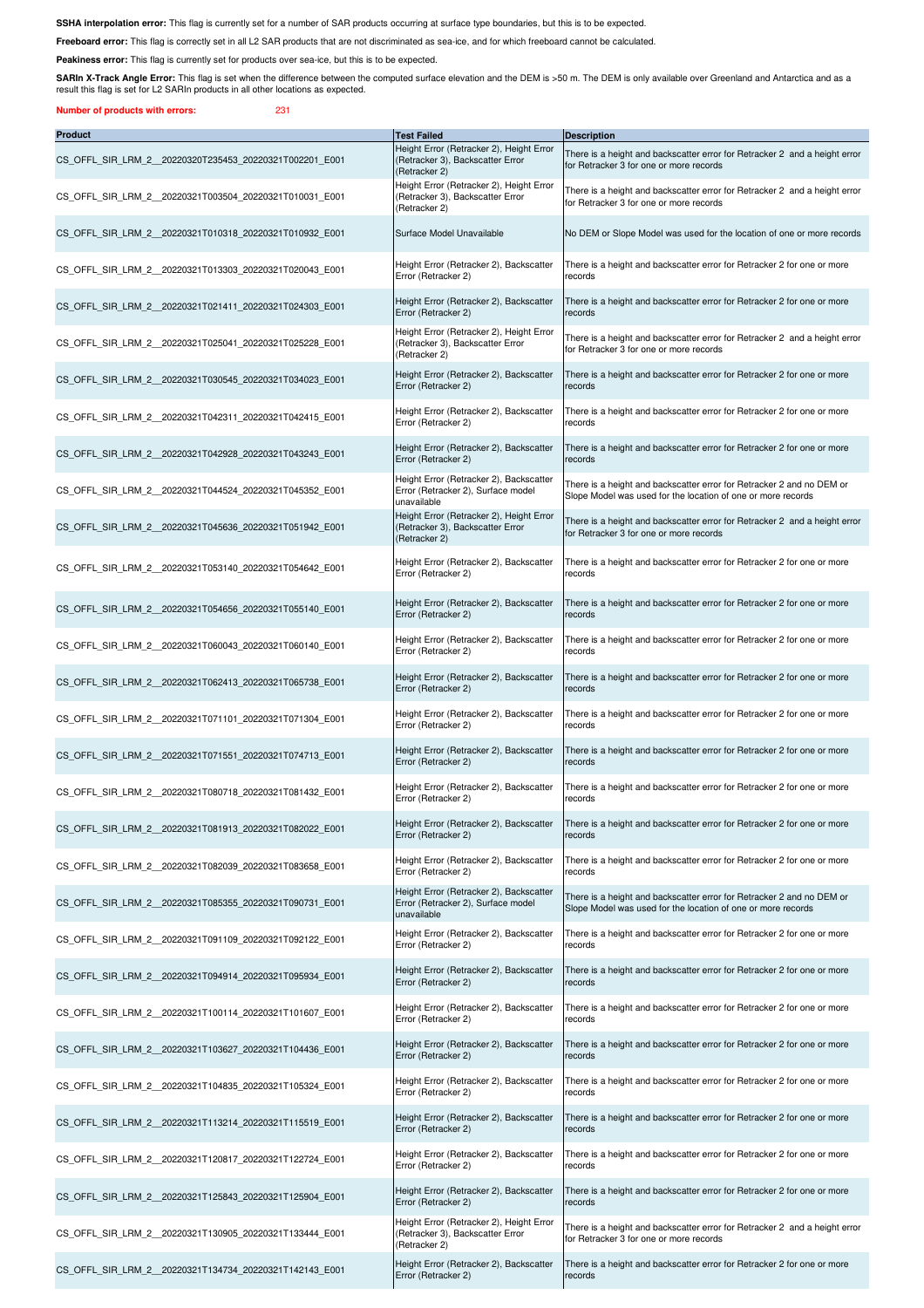**SSHA interpolation error:** This flag is currently set for a number of SAR products occurring at surface type boundaries, but this is to be expected.

**Freeboard error:** This flag is correctly set in all L2 SAR products that are not discriminated as sea-ice, and for which freeboard cannot be calculated.

**Peakiness error:** This flag is currently set for products over sea-ice, but this is to be expected.

**SARIn X-Track Angle Error:** This flag is set when the difference between the computed surface elevation and the DEM is >50 m. The DEM is only available over Greenland and Antarctica and as a result this flag is set for L2 SARIn products in all other locations as expected.

**Number of products with errors:** 231

| Product | Test Failed | Description |
|---|---|---|
| CS_OFFL_SIR_LRM_2__20220320T235453_20220321T002201_E001 | Height Error (Retracker 2), Height Error (Retracker 3), Backscatter Error (Retracker 2) | There is a height and backscatter error for Retracker 2 and a height error for Retracker 3 for one or more records |
| CS_OFFL_SIR_LRM_2__20220321T003504_20220321T010031_E001 | Height Error (Retracker 2), Height Error (Retracker 3), Backscatter Error (Retracker 2) | There is a height and backscatter error for Retracker 2 and a height error for Retracker 3 for one or more records |
| CS_OFFL_SIR_LRM_2__20220321T010318_20220321T010932_E001 | Surface Model Unavailable | No DEM or Slope Model was used for the location of one or more records |
| CS_OFFL_SIR_LRM_2__20220321T013303_20220321T020043_E001 | Height Error (Retracker 2), Backscatter Error (Retracker 2) | There is a height and backscatter error for Retracker 2 for one or more records |
| CS_OFFL_SIR_LRM_2__20220321T021411_20220321T024303_E001 | Height Error (Retracker 2), Backscatter Error (Retracker 2) | There is a height and backscatter error for Retracker 2 for one or more records |
| CS_OFFL_SIR_LRM_2__20220321T025041_20220321T025228_E001 | Height Error (Retracker 2), Height Error (Retracker 3), Backscatter Error (Retracker 2) | There is a height and backscatter error for Retracker 2 and a height error for Retracker 3 for one or more records |
| CS_OFFL_SIR_LRM_2__20220321T030545_20220321T034023_E001 | Height Error (Retracker 2), Backscatter Error (Retracker 2) | There is a height and backscatter error for Retracker 2 for one or more records |
| CS_OFFL_SIR_LRM_2__20220321T042311_20220321T042415_E001 | Height Error (Retracker 2), Backscatter Error (Retracker 2) | There is a height and backscatter error for Retracker 2 for one or more records |
| CS_OFFL_SIR_LRM_2__20220321T042928_20220321T043243_E001 | Height Error (Retracker 2), Backscatter Error (Retracker 2) | There is a height and backscatter error for Retracker 2 for one or more records |
| CS_OFFL_SIR_LRM_2__20220321T044524_20220321T045352_E001 | Height Error (Retracker 2), Backscatter Error (Retracker 2), Surface model unavailable | There is a height and backscatter error for Retracker 2 and no DEM or Slope Model was used for the location of one or more records |
| CS_OFFL_SIR_LRM_2__20220321T045636_20220321T051942_E001 | Height Error (Retracker 2), Height Error (Retracker 3), Backscatter Error (Retracker 2) | There is a height and backscatter error for Retracker 2 and a height error for Retracker 3 for one or more records |
| CS_OFFL_SIR_LRM_2__20220321T053140_20220321T054642_E001 | Height Error (Retracker 2), Backscatter Error (Retracker 2) | There is a height and backscatter error for Retracker 2 for one or more records |
| CS_OFFL_SIR_LRM_2__20220321T054656_20220321T055140_E001 | Height Error (Retracker 2), Backscatter Error (Retracker 2) | There is a height and backscatter error for Retracker 2 for one or more records |
| CS_OFFL_SIR_LRM_2__20220321T060043_20220321T060140_E001 | Height Error (Retracker 2), Backscatter Error (Retracker 2) | There is a height and backscatter error for Retracker 2 for one or more records |
| CS_OFFL_SIR_LRM_2__20220321T062413_20220321T065738_E001 | Height Error (Retracker 2), Backscatter Error (Retracker 2) | There is a height and backscatter error for Retracker 2 for one or more records |
| CS_OFFL_SIR_LRM_2__20220321T071101_20220321T071304_E001 | Height Error (Retracker 2), Backscatter Error (Retracker 2) | There is a height and backscatter error for Retracker 2 for one or more records |
| CS_OFFL_SIR_LRM_2__20220321T071551_20220321T074713_E001 | Height Error (Retracker 2), Backscatter Error (Retracker 2) | There is a height and backscatter error for Retracker 2 for one or more records |
| CS_OFFL_SIR_LRM_2__20220321T080718_20220321T081432_E001 | Height Error (Retracker 2), Backscatter Error (Retracker 2) | There is a height and backscatter error for Retracker 2 for one or more records |
| CS_OFFL_SIR_LRM_2__20220321T081913_20220321T082022_E001 | Height Error (Retracker 2), Backscatter Error (Retracker 2) | There is a height and backscatter error for Retracker 2 for one or more records |
| CS_OFFL_SIR_LRM_2__20220321T082039_20220321T083658_E001 | Height Error (Retracker 2), Backscatter Error (Retracker 2) | There is a height and backscatter error for Retracker 2 for one or more records |
| CS_OFFL_SIR_LRM_2__20220321T085355_20220321T090731_E001 | Height Error (Retracker 2), Backscatter Error (Retracker 2), Surface model unavailable | There is a height and backscatter error for Retracker 2 and no DEM or Slope Model was used for the location of one or more records |
| CS_OFFL_SIR_LRM_2__20220321T091109_20220321T092122_E001 | Height Error (Retracker 2), Backscatter Error (Retracker 2) | There is a height and backscatter error for Retracker 2 for one or more records |
| CS_OFFL_SIR_LRM_2__20220321T094914_20220321T095934_E001 | Height Error (Retracker 2), Backscatter Error (Retracker 2) | There is a height and backscatter error for Retracker 2 for one or more records |
| CS_OFFL_SIR_LRM_2__20220321T100114_20220321T101607_E001 | Height Error (Retracker 2), Backscatter Error (Retracker 2) | There is a height and backscatter error for Retracker 2 for one or more records |
| CS_OFFL_SIR_LRM_2__20220321T103627_20220321T104436_E001 | Height Error (Retracker 2), Backscatter Error (Retracker 2) | There is a height and backscatter error for Retracker 2 for one or more records |
| CS_OFFL_SIR_LRM_2__20220321T104835_20220321T105324_E001 | Height Error (Retracker 2), Backscatter Error (Retracker 2) | There is a height and backscatter error for Retracker 2 for one or more records |
| CS_OFFL_SIR_LRM_2__20220321T113214_20220321T115519_E001 | Height Error (Retracker 2), Backscatter Error (Retracker 2) | There is a height and backscatter error for Retracker 2 for one or more records |
| CS_OFFL_SIR_LRM_2__20220321T120817_20220321T122724_E001 | Height Error (Retracker 2), Backscatter Error (Retracker 2) | There is a height and backscatter error for Retracker 2 for one or more records |
| CS_OFFL_SIR_LRM_2__20220321T125843_20220321T125904_E001 | Height Error (Retracker 2), Backscatter Error (Retracker 2) | There is a height and backscatter error for Retracker 2 for one or more records |
| CS_OFFL_SIR_LRM_2__20220321T130905_20220321T133444_E001 | Height Error (Retracker 2), Height Error (Retracker 3), Backscatter Error (Retracker 2) | There is a height and backscatter error for Retracker 2 and a height error for Retracker 3 for one or more records |
| CS_OFFL_SIR_LRM_2__20220321T134734_20220321T142143_E001 | Height Error (Retracker 2), Backscatter Error (Retracker 2) | There is a height and backscatter error for Retracker 2 for one or more records |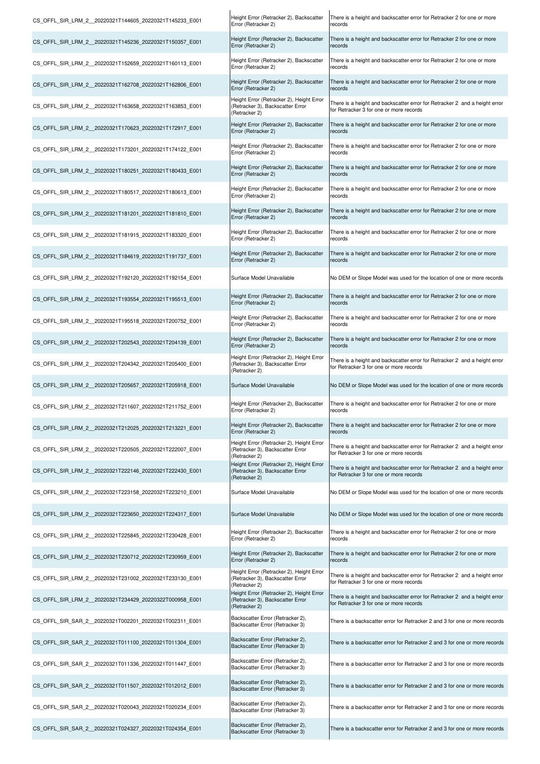| | | |
|---|---|---|
| CS_OFFL_SIR_LRM_2__20220321T144605_20220321T145233_E001 | Height Error (Retracker 2), Backscatter Error (Retracker 2) | There is a height and backscatter error for Retracker 2 for one or more records |
| CS_OFFL_SIR_LRM_2__20220321T145236_20220321T150357_E001 | Height Error (Retracker 2), Backscatter Error (Retracker 2) | There is a height and backscatter error for Retracker 2 for one or more records |
| CS_OFFL_SIR_LRM_2__20220321T152659_20220321T160113_E001 | Height Error (Retracker 2), Backscatter Error (Retracker 2) | There is a height and backscatter error for Retracker 2 for one or more records |
| CS_OFFL_SIR_LRM_2__20220321T162708_20220321T162806_E001 | Height Error (Retracker 2), Backscatter Error (Retracker 2) | There is a height and backscatter error for Retracker 2 for one or more records |
| CS_OFFL_SIR_LRM_2__20220321T163658_20220321T163853_E001 | Height Error (Retracker 2), Height Error (Retracker 3), Backscatter Error (Retracker 2) | There is a height and backscatter error for Retracker 2 and a height error for Retracker 3 for one or more records |
| CS_OFFL_SIR_LRM_2__20220321T170623_20220321T172917_E001 | Height Error (Retracker 2), Backscatter Error (Retracker 2) | There is a height and backscatter error for Retracker 2 for one or more records |
| CS_OFFL_SIR_LRM_2__20220321T173201_20220321T174122_E001 | Height Error (Retracker 2), Backscatter Error (Retracker 2) | There is a height and backscatter error for Retracker 2 for one or more records |
| CS_OFFL_SIR_LRM_2__20220321T180251_20220321T180433_E001 | Height Error (Retracker 2), Backscatter Error (Retracker 2) | There is a height and backscatter error for Retracker 2 for one or more records |
| CS_OFFL_SIR_LRM_2__20220321T180517_20220321T180613_E001 | Height Error (Retracker 2), Backscatter Error (Retracker 2) | There is a height and backscatter error for Retracker 2 for one or more records |
| CS_OFFL_SIR_LRM_2__20220321T181201_20220321T181810_E001 | Height Error (Retracker 2), Backscatter Error (Retracker 2) | There is a height and backscatter error for Retracker 2 for one or more records |
| CS_OFFL_SIR_LRM_2__20220321T181915_20220321T183320_E001 | Height Error (Retracker 2), Backscatter Error (Retracker 2) | There is a height and backscatter error for Retracker 2 for one or more records |
| CS_OFFL_SIR_LRM_2__20220321T184619_20220321T191737_E001 | Height Error (Retracker 2), Backscatter Error (Retracker 2) | There is a height and backscatter error for Retracker 2 for one or more records |
| CS_OFFL_SIR_LRM_2__20220321T192120_20220321T192154_E001 | Surface Model Unavailable | No DEM or Slope Model was used for the location of one or more records |
| CS_OFFL_SIR_LRM_2__20220321T193554_20220321T195513_E001 | Height Error (Retracker 2), Backscatter Error (Retracker 2) | There is a height and backscatter error for Retracker 2 for one or more records |
| CS_OFFL_SIR_LRM_2__20220321T195518_20220321T200752_E001 | Height Error (Retracker 2), Backscatter Error (Retracker 2) | There is a height and backscatter error for Retracker 2 for one or more records |
| CS_OFFL_SIR_LRM_2__20220321T202543_20220321T204139_E001 | Height Error (Retracker 2), Backscatter Error (Retracker 2) | There is a height and backscatter error for Retracker 2 for one or more records |
| CS_OFFL_SIR_LRM_2__20220321T204342_20220321T205400_E001 | Height Error (Retracker 2), Height Error (Retracker 3), Backscatter Error (Retracker 2) | There is a height and backscatter error for Retracker 2 and a height error for Retracker 3 for one or more records |
| CS_OFFL_SIR_LRM_2__20220321T205657_20220321T205918_E001 | Surface Model Unavailable | No DEM or Slope Model was used for the location of one or more records |
| CS_OFFL_SIR_LRM_2__20220321T211607_20220321T211752_E001 | Height Error (Retracker 2), Backscatter Error (Retracker 2) | There is a height and backscatter error for Retracker 2 for one or more records |
| CS_OFFL_SIR_LRM_2__20220321T212025_20220321T213221_E001 | Height Error (Retracker 2), Backscatter Error (Retracker 2) | There is a height and backscatter error for Retracker 2 for one or more records |
| CS_OFFL_SIR_LRM_2__20220321T220505_20220321T222007_E001 | Height Error (Retracker 2), Height Error (Retracker 3), Backscatter Error (Retracker 2) | There is a height and backscatter error for Retracker 2 and a height error for Retracker 3 for one or more records |
| CS_OFFL_SIR_LRM_2__20220321T222146_20220321T222430_E001 | Height Error (Retracker 2), Height Error (Retracker 3), Backscatter Error (Retracker 2) | There is a height and backscatter error for Retracker 2 and a height error for Retracker 3 for one or more records |
| CS_OFFL_SIR_LRM_2__20220321T223158_20220321T223210_E001 | Surface Model Unavailable | No DEM or Slope Model was used for the location of one or more records |
| CS_OFFL_SIR_LRM_2__20220321T223650_20220321T224317_E001 | Surface Model Unavailable | No DEM or Slope Model was used for the location of one or more records |
| CS_OFFL_SIR_LRM_2__20220321T225845_20220321T230428_E001 | Height Error (Retracker 2), Backscatter Error (Retracker 2) | There is a height and backscatter error for Retracker 2 for one or more records |
| CS_OFFL_SIR_LRM_2__20220321T230712_20220321T230959_E001 | Height Error (Retracker 2), Backscatter Error (Retracker 2) | There is a height and backscatter error for Retracker 2 for one or more records |
| CS_OFFL_SIR_LRM_2__20220321T231002_20220321T233130_E001 | Height Error (Retracker 2), Height Error (Retracker 3), Backscatter Error (Retracker 2) | There is a height and backscatter error for Retracker 2 and a height error for Retracker 3 for one or more records |
| CS_OFFL_SIR_LRM_2__20220321T234429_20220322T000958_E001 | Height Error (Retracker 2), Height Error (Retracker 3), Backscatter Error (Retracker 2) | There is a height and backscatter error for Retracker 2 and a height error for Retracker 3 for one or more records |
| CS_OFFL_SIR_SAR_2__20220321T002201_20220321T002311_E001 | Backscatter Error (Retracker 2), Backscatter Error (Retracker 3) | There is a backscatter error for Retracker 2 and 3 for one or more records |
| CS_OFFL_SIR_SAR_2__20220321T011100_20220321T011304_E001 | Backscatter Error (Retracker 2), Backscatter Error (Retracker 3) | There is a backscatter error for Retracker 2 and 3 for one or more records |
| CS_OFFL_SIR_SAR_2__20220321T011336_20220321T011447_E001 | Backscatter Error (Retracker 2), Backscatter Error (Retracker 3) | There is a backscatter error for Retracker 2 and 3 for one or more records |
| CS_OFFL_SIR_SAR_2__20220321T011507_20220321T012012_E001 | Backscatter Error (Retracker 2), Backscatter Error (Retracker 3) | There is a backscatter error for Retracker 2 and 3 for one or more records |
| CS_OFFL_SIR_SAR_2__20220321T020043_20220321T020234_E001 | Backscatter Error (Retracker 2), Backscatter Error (Retracker 3) | There is a backscatter error for Retracker 2 and 3 for one or more records |
| CS_OFFL_SIR_SAR_2__20220321T024327_20220321T024354_E001 | Backscatter Error (Retracker 2), Backscatter Error (Retracker 3) | There is a backscatter error for Retracker 2 and 3 for one or more records |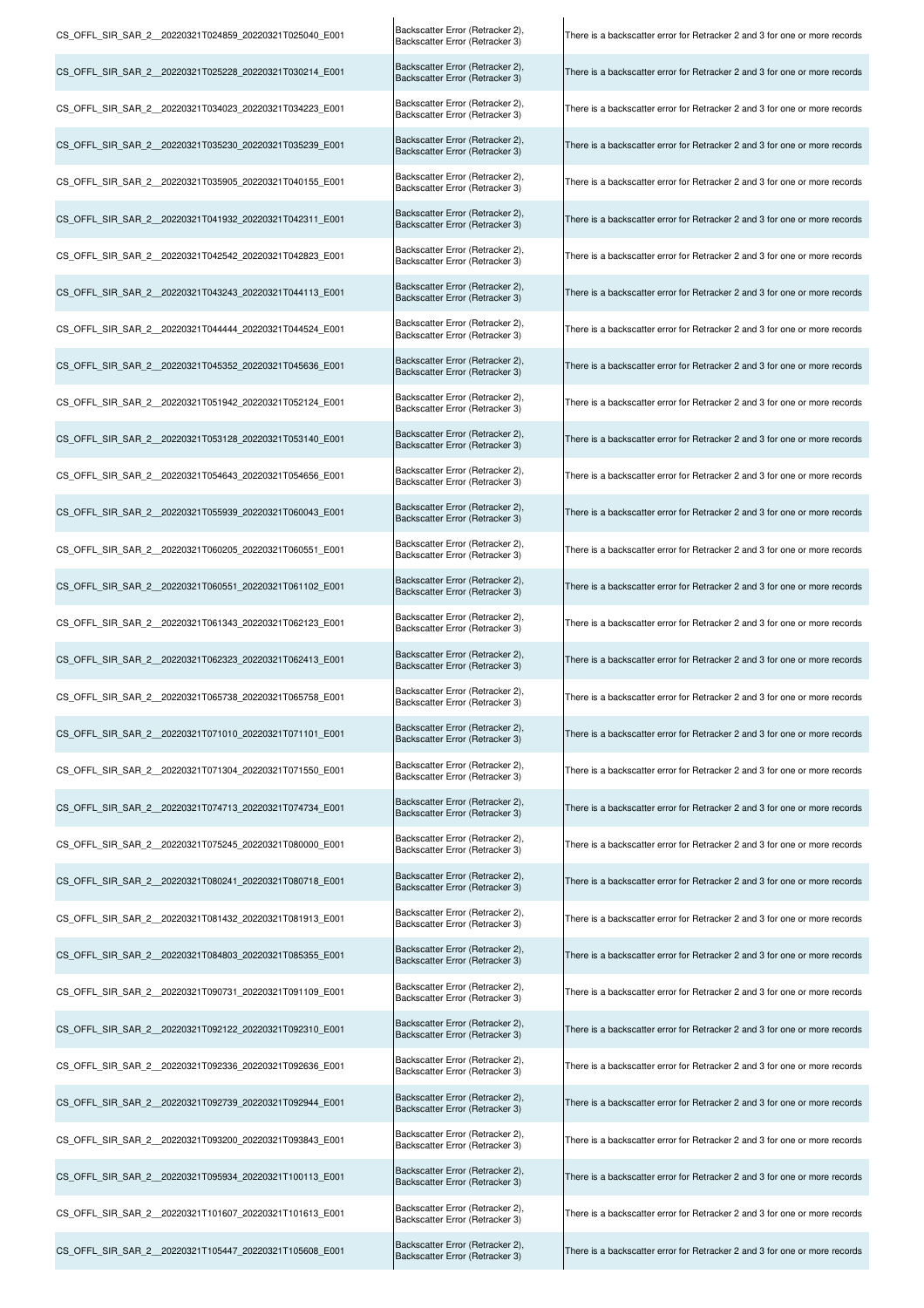| | | |
|---|---|---|
| CS_OFFL_SIR_SAR_2__20220321T024859_20220321T025040_E001 | Backscatter Error (Retracker 2), Backscatter Error (Retracker 3) | There is a backscatter error for Retracker 2 and 3 for one or more records |
| CS_OFFL_SIR_SAR_2__20220321T025228_20220321T030214_E001 | Backscatter Error (Retracker 2), Backscatter Error (Retracker 3) | There is a backscatter error for Retracker 2 and 3 for one or more records |
| CS_OFFL_SIR_SAR_2__20220321T034023_20220321T034223_E001 | Backscatter Error (Retracker 2), Backscatter Error (Retracker 3) | There is a backscatter error for Retracker 2 and 3 for one or more records |
| CS_OFFL_SIR_SAR_2__20220321T035230_20220321T035239_E001 | Backscatter Error (Retracker 2), Backscatter Error (Retracker 3) | There is a backscatter error for Retracker 2 and 3 for one or more records |
| CS_OFFL_SIR_SAR_2__20220321T035905_20220321T040155_E001 | Backscatter Error (Retracker 2), Backscatter Error (Retracker 3) | There is a backscatter error for Retracker 2 and 3 for one or more records |
| CS_OFFL_SIR_SAR_2__20220321T041932_20220321T042311_E001 | Backscatter Error (Retracker 2), Backscatter Error (Retracker 3) | There is a backscatter error for Retracker 2 and 3 for one or more records |
| CS_OFFL_SIR_SAR_2__20220321T042542_20220321T042823_E001 | Backscatter Error (Retracker 2), Backscatter Error (Retracker 3) | There is a backscatter error for Retracker 2 and 3 for one or more records |
| CS_OFFL_SIR_SAR_2__20220321T043243_20220321T044113_E001 | Backscatter Error (Retracker 2), Backscatter Error (Retracker 3) | There is a backscatter error for Retracker 2 and 3 for one or more records |
| CS_OFFL_SIR_SAR_2__20220321T044444_20220321T044524_E001 | Backscatter Error (Retracker 2), Backscatter Error (Retracker 3) | There is a backscatter error for Retracker 2 and 3 for one or more records |
| CS_OFFL_SIR_SAR_2__20220321T045352_20220321T045636_E001 | Backscatter Error (Retracker 2), Backscatter Error (Retracker 3) | There is a backscatter error for Retracker 2 and 3 for one or more records |
| CS_OFFL_SIR_SAR_2__20220321T051942_20220321T052124_E001 | Backscatter Error (Retracker 2), Backscatter Error (Retracker 3) | There is a backscatter error for Retracker 2 and 3 for one or more records |
| CS_OFFL_SIR_SAR_2__20220321T053128_20220321T053140_E001 | Backscatter Error (Retracker 2), Backscatter Error (Retracker 3) | There is a backscatter error for Retracker 2 and 3 for one or more records |
| CS_OFFL_SIR_SAR_2__20220321T054643_20220321T054656_E001 | Backscatter Error (Retracker 2), Backscatter Error (Retracker 3) | There is a backscatter error for Retracker 2 and 3 for one or more records |
| CS_OFFL_SIR_SAR_2__20220321T055939_20220321T060043_E001 | Backscatter Error (Retracker 2), Backscatter Error (Retracker 3) | There is a backscatter error for Retracker 2 and 3 for one or more records |
| CS_OFFL_SIR_SAR_2__20220321T060205_20220321T060551_E001 | Backscatter Error (Retracker 2), Backscatter Error (Retracker 3) | There is a backscatter error for Retracker 2 and 3 for one or more records |
| CS_OFFL_SIR_SAR_2__20220321T060551_20220321T061102_E001 | Backscatter Error (Retracker 2), Backscatter Error (Retracker 3) | There is a backscatter error for Retracker 2 and 3 for one or more records |
| CS_OFFL_SIR_SAR_2__20220321T061343_20220321T062123_E001 | Backscatter Error (Retracker 2), Backscatter Error (Retracker 3) | There is a backscatter error for Retracker 2 and 3 for one or more records |
| CS_OFFL_SIR_SAR_2__20220321T062323_20220321T062413_E001 | Backscatter Error (Retracker 2), Backscatter Error (Retracker 3) | There is a backscatter error for Retracker 2 and 3 for one or more records |
| CS_OFFL_SIR_SAR_2__20220321T065738_20220321T065758_E001 | Backscatter Error (Retracker 2), Backscatter Error (Retracker 3) | There is a backscatter error for Retracker 2 and 3 for one or more records |
| CS_OFFL_SIR_SAR_2__20220321T071010_20220321T071101_E001 | Backscatter Error (Retracker 2), Backscatter Error (Retracker 3) | There is a backscatter error for Retracker 2 and 3 for one or more records |
| CS_OFFL_SIR_SAR_2__20220321T071304_20220321T071550_E001 | Backscatter Error (Retracker 2), Backscatter Error (Retracker 3) | There is a backscatter error for Retracker 2 and 3 for one or more records |
| CS_OFFL_SIR_SAR_2__20220321T074713_20220321T074734_E001 | Backscatter Error (Retracker 2), Backscatter Error (Retracker 3) | There is a backscatter error for Retracker 2 and 3 for one or more records |
| CS_OFFL_SIR_SAR_2__20220321T075245_20220321T080000_E001 | Backscatter Error (Retracker 2), Backscatter Error (Retracker 3) | There is a backscatter error for Retracker 2 and 3 for one or more records |
| CS_OFFL_SIR_SAR_2__20220321T080241_20220321T080718_E001 | Backscatter Error (Retracker 2), Backscatter Error (Retracker 3) | There is a backscatter error for Retracker 2 and 3 for one or more records |
| CS_OFFL_SIR_SAR_2__20220321T081432_20220321T081913_E001 | Backscatter Error (Retracker 2), Backscatter Error (Retracker 3) | There is a backscatter error for Retracker 2 and 3 for one or more records |
| CS_OFFL_SIR_SAR_2__20220321T084803_20220321T085355_E001 | Backscatter Error (Retracker 2), Backscatter Error (Retracker 3) | There is a backscatter error for Retracker 2 and 3 for one or more records |
| CS_OFFL_SIR_SAR_2__20220321T090731_20220321T091109_E001 | Backscatter Error (Retracker 2), Backscatter Error (Retracker 3) | There is a backscatter error for Retracker 2 and 3 for one or more records |
| CS_OFFL_SIR_SAR_2__20220321T092122_20220321T092310_E001 | Backscatter Error (Retracker 2), Backscatter Error (Retracker 3) | There is a backscatter error for Retracker 2 and 3 for one or more records |
| CS_OFFL_SIR_SAR_2__20220321T092336_20220321T092636_E001 | Backscatter Error (Retracker 2), Backscatter Error (Retracker 3) | There is a backscatter error for Retracker 2 and 3 for one or more records |
| CS_OFFL_SIR_SAR_2__20220321T092739_20220321T092944_E001 | Backscatter Error (Retracker 2), Backscatter Error (Retracker 3) | There is a backscatter error for Retracker 2 and 3 for one or more records |
| CS_OFFL_SIR_SAR_2__20220321T093200_20220321T093843_E001 | Backscatter Error (Retracker 2), Backscatter Error (Retracker 3) | There is a backscatter error for Retracker 2 and 3 for one or more records |
| CS_OFFL_SIR_SAR_2__20220321T095934_20220321T100113_E001 | Backscatter Error (Retracker 2), Backscatter Error (Retracker 3) | There is a backscatter error for Retracker 2 and 3 for one or more records |
| CS_OFFL_SIR_SAR_2__20220321T101607_20220321T101613_E001 | Backscatter Error (Retracker 2), Backscatter Error (Retracker 3) | There is a backscatter error for Retracker 2 and 3 for one or more records |
| CS_OFFL_SIR_SAR_2__20220321T105447_20220321T105608_E001 | Backscatter Error (Retracker 2), Backscatter Error (Retracker 3) | There is a backscatter error for Retracker 2 and 3 for one or more records |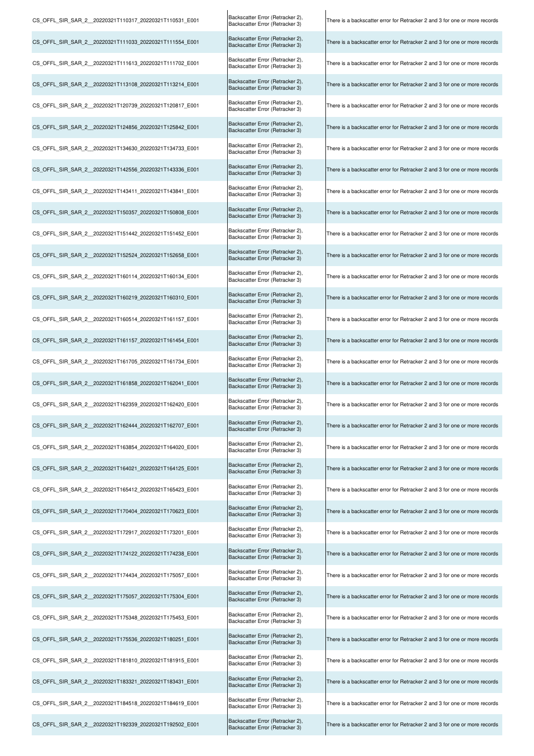| | | |
|---|---|---|
| CS_OFFL_SIR_SAR_2__20220321T110317_20220321T110531_E001 | Backscatter Error (Retracker 2), Backscatter Error (Retracker 3) | There is a backscatter error for Retracker 2 and 3 for one or more records |
| CS_OFFL_SIR_SAR_2__20220321T111033_20220321T111554_E001 | Backscatter Error (Retracker 2), Backscatter Error (Retracker 3) | There is a backscatter error for Retracker 2 and 3 for one or more records |
| CS_OFFL_SIR_SAR_2__20220321T111613_20220321T111702_E001 | Backscatter Error (Retracker 2), Backscatter Error (Retracker 3) | There is a backscatter error for Retracker 2 and 3 for one or more records |
| CS_OFFL_SIR_SAR_2__20220321T113108_20220321T113214_E001 | Backscatter Error (Retracker 2), Backscatter Error (Retracker 3) | There is a backscatter error for Retracker 2 and 3 for one or more records |
| CS_OFFL_SIR_SAR_2__20220321T120739_20220321T120817_E001 | Backscatter Error (Retracker 2), Backscatter Error (Retracker 3) | There is a backscatter error for Retracker 2 and 3 for one or more records |
| CS_OFFL_SIR_SAR_2__20220321T124856_20220321T125842_E001 | Backscatter Error (Retracker 2), Backscatter Error (Retracker 3) | There is a backscatter error for Retracker 2 and 3 for one or more records |
| CS_OFFL_SIR_SAR_2__20220321T134630_20220321T134733_E001 | Backscatter Error (Retracker 2), Backscatter Error (Retracker 3) | There is a backscatter error for Retracker 2 and 3 for one or more records |
| CS_OFFL_SIR_SAR_2__20220321T142556_20220321T143336_E001 | Backscatter Error (Retracker 2), Backscatter Error (Retracker 3) | There is a backscatter error for Retracker 2 and 3 for one or more records |
| CS_OFFL_SIR_SAR_2__20220321T143411_20220321T143841_E001 | Backscatter Error (Retracker 2), Backscatter Error (Retracker 3) | There is a backscatter error for Retracker 2 and 3 for one or more records |
| CS_OFFL_SIR_SAR_2__20220321T150357_20220321T150808_E001 | Backscatter Error (Retracker 2), Backscatter Error (Retracker 3) | There is a backscatter error for Retracker 2 and 3 for one or more records |
| CS_OFFL_SIR_SAR_2__20220321T151442_20220321T151452_E001 | Backscatter Error (Retracker 2), Backscatter Error (Retracker 3) | There is a backscatter error for Retracker 2 and 3 for one or more records |
| CS_OFFL_SIR_SAR_2__20220321T152524_20220321T152658_E001 | Backscatter Error (Retracker 2), Backscatter Error (Retracker 3) | There is a backscatter error for Retracker 2 and 3 for one or more records |
| CS_OFFL_SIR_SAR_2__20220321T160114_20220321T160134_E001 | Backscatter Error (Retracker 2), Backscatter Error (Retracker 3) | There is a backscatter error for Retracker 2 and 3 for one or more records |
| CS_OFFL_SIR_SAR_2__20220321T160219_20220321T160310_E001 | Backscatter Error (Retracker 2), Backscatter Error (Retracker 3) | There is a backscatter error for Retracker 2 and 3 for one or more records |
| CS_OFFL_SIR_SAR_2__20220321T160514_20220321T161157_E001 | Backscatter Error (Retracker 2), Backscatter Error (Retracker 3) | There is a backscatter error for Retracker 2 and 3 for one or more records |
| CS_OFFL_SIR_SAR_2__20220321T161157_20220321T161454_E001 | Backscatter Error (Retracker 2), Backscatter Error (Retracker 3) | There is a backscatter error for Retracker 2 and 3 for one or more records |
| CS_OFFL_SIR_SAR_2__20220321T161705_20220321T161734_E001 | Backscatter Error (Retracker 2), Backscatter Error (Retracker 3) | There is a backscatter error for Retracker 2 and 3 for one or more records |
| CS_OFFL_SIR_SAR_2__20220321T161858_20220321T162041_E001 | Backscatter Error (Retracker 2), Backscatter Error (Retracker 3) | There is a backscatter error for Retracker 2 and 3 for one or more records |
| CS_OFFL_SIR_SAR_2__20220321T162359_20220321T162420_E001 | Backscatter Error (Retracker 2), Backscatter Error (Retracker 3) | There is a backscatter error for Retracker 2 and 3 for one or more records |
| CS_OFFL_SIR_SAR_2__20220321T162444_20220321T162707_E001 | Backscatter Error (Retracker 2), Backscatter Error (Retracker 3) | There is a backscatter error for Retracker 2 and 3 for one or more records |
| CS_OFFL_SIR_SAR_2__20220321T163854_20220321T164020_E001 | Backscatter Error (Retracker 2), Backscatter Error (Retracker 3) | There is a backscatter error for Retracker 2 and 3 for one or more records |
| CS_OFFL_SIR_SAR_2__20220321T164021_20220321T164125_E001 | Backscatter Error (Retracker 2), Backscatter Error (Retracker 3) | There is a backscatter error for Retracker 2 and 3 for one or more records |
| CS_OFFL_SIR_SAR_2__20220321T165412_20220321T165423_E001 | Backscatter Error (Retracker 2), Backscatter Error (Retracker 3) | There is a backscatter error for Retracker 2 and 3 for one or more records |
| CS_OFFL_SIR_SAR_2__20220321T170404_20220321T170623_E001 | Backscatter Error (Retracker 2), Backscatter Error (Retracker 3) | There is a backscatter error for Retracker 2 and 3 for one or more records |
| CS_OFFL_SIR_SAR_2__20220321T172917_20220321T173201_E001 | Backscatter Error (Retracker 2), Backscatter Error (Retracker 3) | There is a backscatter error for Retracker 2 and 3 for one or more records |
| CS_OFFL_SIR_SAR_2__20220321T174122_20220321T174238_E001 | Backscatter Error (Retracker 2), Backscatter Error (Retracker 3) | There is a backscatter error for Retracker 2 and 3 for one or more records |
| CS_OFFL_SIR_SAR_2__20220321T174434_20220321T175057_E001 | Backscatter Error (Retracker 2), Backscatter Error (Retracker 3) | There is a backscatter error for Retracker 2 and 3 for one or more records |
| CS_OFFL_SIR_SAR_2__20220321T175057_20220321T175304_E001 | Backscatter Error (Retracker 2), Backscatter Error (Retracker 3) | There is a backscatter error for Retracker 2 and 3 for one or more records |
| CS_OFFL_SIR_SAR_2__20220321T175348_20220321T175453_E001 | Backscatter Error (Retracker 2), Backscatter Error (Retracker 3) | There is a backscatter error for Retracker 2 and 3 for one or more records |
| CS_OFFL_SIR_SAR_2__20220321T175536_20220321T180251_E001 | Backscatter Error (Retracker 2), Backscatter Error (Retracker 3) | There is a backscatter error for Retracker 2 and 3 for one or more records |
| CS_OFFL_SIR_SAR_2__20220321T181810_20220321T181915_E001 | Backscatter Error (Retracker 2), Backscatter Error (Retracker 3) | There is a backscatter error for Retracker 2 and 3 for one or more records |
| CS_OFFL_SIR_SAR_2__20220321T183321_20220321T183431_E001 | Backscatter Error (Retracker 2), Backscatter Error (Retracker 3) | There is a backscatter error for Retracker 2 and 3 for one or more records |
| CS_OFFL_SIR_SAR_2__20220321T184518_20220321T184619_E001 | Backscatter Error (Retracker 2), Backscatter Error (Retracker 3) | There is a backscatter error for Retracker 2 and 3 for one or more records |
| CS_OFFL_SIR_SAR_2__20220321T192339_20220321T192502_E001 | Backscatter Error (Retracker 2), Backscatter Error (Retracker 3) | There is a backscatter error for Retracker 2 and 3 for one or more records |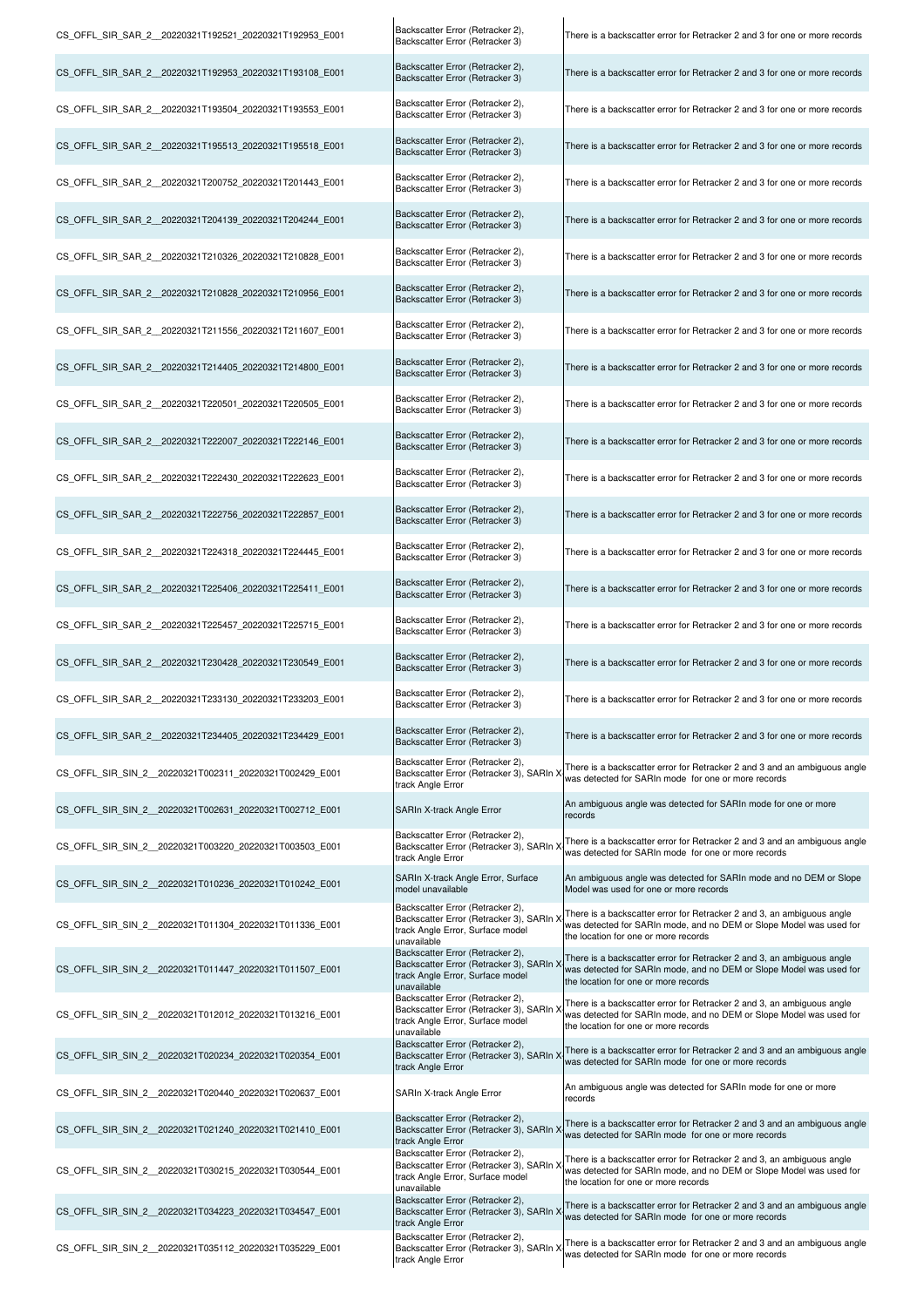| | | |
|---|---|---|
| CS_OFFL_SIR_SAR_2__20220321T192521_20220321T192953_E001 | Backscatter Error (Retracker 2), Backscatter Error (Retracker 3) | There is a backscatter error for Retracker 2 and 3 for one or more records |
| CS_OFFL_SIR_SAR_2__20220321T192953_20220321T193108_E001 | Backscatter Error (Retracker 2), Backscatter Error (Retracker 3) | There is a backscatter error for Retracker 2 and 3 for one or more records |
| CS_OFFL_SIR_SAR_2__20220321T193504_20220321T193553_E001 | Backscatter Error (Retracker 2), Backscatter Error (Retracker 3) | There is a backscatter error for Retracker 2 and 3 for one or more records |
| CS_OFFL_SIR_SAR_2__20220321T195513_20220321T195518_E001 | Backscatter Error (Retracker 2), Backscatter Error (Retracker 3) | There is a backscatter error for Retracker 2 and 3 for one or more records |
| CS_OFFL_SIR_SAR_2__20220321T200752_20220321T201443_E001 | Backscatter Error (Retracker 2), Backscatter Error (Retracker 3) | There is a backscatter error for Retracker 2 and 3 for one or more records |
| CS_OFFL_SIR_SAR_2__20220321T204139_20220321T204244_E001 | Backscatter Error (Retracker 2), Backscatter Error (Retracker 3) | There is a backscatter error for Retracker 2 and 3 for one or more records |
| CS_OFFL_SIR_SAR_2__20220321T210326_20220321T210828_E001 | Backscatter Error (Retracker 2), Backscatter Error (Retracker 3) | There is a backscatter error for Retracker 2 and 3 for one or more records |
| CS_OFFL_SIR_SAR_2__20220321T210828_20220321T210956_E001 | Backscatter Error (Retracker 2), Backscatter Error (Retracker 3) | There is a backscatter error for Retracker 2 and 3 for one or more records |
| CS_OFFL_SIR_SAR_2__20220321T211556_20220321T211607_E001 | Backscatter Error (Retracker 2), Backscatter Error (Retracker 3) | There is a backscatter error for Retracker 2 and 3 for one or more records |
| CS_OFFL_SIR_SAR_2__20220321T214405_20220321T214800_E001 | Backscatter Error (Retracker 2), Backscatter Error (Retracker 3) | There is a backscatter error for Retracker 2 and 3 for one or more records |
| CS_OFFL_SIR_SAR_2__20220321T220501_20220321T220505_E001 | Backscatter Error (Retracker 2), Backscatter Error (Retracker 3) | There is a backscatter error for Retracker 2 and 3 for one or more records |
| CS_OFFL_SIR_SAR_2__20220321T222007_20220321T222146_E001 | Backscatter Error (Retracker 2), Backscatter Error (Retracker 3) | There is a backscatter error for Retracker 2 and 3 for one or more records |
| CS_OFFL_SIR_SAR_2__20220321T222430_20220321T222623_E001 | Backscatter Error (Retracker 2), Backscatter Error (Retracker 3) | There is a backscatter error for Retracker 2 and 3 for one or more records |
| CS_OFFL_SIR_SAR_2__20220321T222756_20220321T222857_E001 | Backscatter Error (Retracker 2), Backscatter Error (Retracker 3) | There is a backscatter error for Retracker 2 and 3 for one or more records |
| CS_OFFL_SIR_SAR_2__20220321T224318_20220321T224445_E001 | Backscatter Error (Retracker 2), Backscatter Error (Retracker 3) | There is a backscatter error for Retracker 2 and 3 for one or more records |
| CS_OFFL_SIR_SAR_2__20220321T225406_20220321T225411_E001 | Backscatter Error (Retracker 2), Backscatter Error (Retracker 3) | There is a backscatter error for Retracker 2 and 3 for one or more records |
| CS_OFFL_SIR_SAR_2__20220321T225457_20220321T225715_E001 | Backscatter Error (Retracker 2), Backscatter Error (Retracker 3) | There is a backscatter error for Retracker 2 and 3 for one or more records |
| CS_OFFL_SIR_SAR_2__20220321T230428_20220321T230549_E001 | Backscatter Error (Retracker 2), Backscatter Error (Retracker 3) | There is a backscatter error for Retracker 2 and 3 for one or more records |
| CS_OFFL_SIR_SAR_2__20220321T233130_20220321T233203_E001 | Backscatter Error (Retracker 2), Backscatter Error (Retracker 3) | There is a backscatter error for Retracker 2 and 3 for one or more records |
| CS_OFFL_SIR_SAR_2__20220321T234405_20220321T234429_E001 | Backscatter Error (Retracker 2), Backscatter Error (Retracker 3) | There is a backscatter error for Retracker 2 and 3 for one or more records |
| CS_OFFL_SIR_SIN_2__20220321T002311_20220321T002429_E001 | Backscatter Error (Retracker 2), Backscatter Error (Retracker 3), SARIn X-track Angle Error | There is a backscatter error for Retracker 2 and 3 and an ambiguous angle was detected for SARIn mode for one or more records |
| CS_OFFL_SIR_SIN_2__20220321T002631_20220321T002712_E001 | SARIn X-track Angle Error | An ambiguous angle was detected for SARIn mode for one or more records |
| CS_OFFL_SIR_SIN_2__20220321T003220_20220321T003503_E001 | Backscatter Error (Retracker 2), Backscatter Error (Retracker 3), SARIn X-track Angle Error | There is a backscatter error for Retracker 2 and 3 and an ambiguous angle was detected for SARIn mode for one or more records |
| CS_OFFL_SIR_SIN_2__20220321T010236_20220321T010242_E001 | SARIn X-track Angle Error, Surface model unavailable | An ambiguous angle was detected for SARIn mode and no DEM or Slope Model was used for one or more records |
| CS_OFFL_SIR_SIN_2__20220321T011304_20220321T011336_E001 | Backscatter Error (Retracker 2), Backscatter Error (Retracker 3), SARIn X-track Angle Error, Surface model unavailable | There is a backscatter error for Retracker 2 and 3, an ambiguous angle was detected for SARIn mode, and no DEM or Slope Model was used for the location for one or more records |
| CS_OFFL_SIR_SIN_2__20220321T011447_20220321T011507_E001 | Backscatter Error (Retracker 2), Backscatter Error (Retracker 3), SARIn X-track Angle Error, Surface model unavailable | There is a backscatter error for Retracker 2 and 3, an ambiguous angle was detected for SARIn mode, and no DEM or Slope Model was used for the location for one or more records |
| CS_OFFL_SIR_SIN_2__20220321T012012_20220321T013216_E001 | Backscatter Error (Retracker 2), Backscatter Error (Retracker 3), SARIn X-track Angle Error, Surface model unavailable | There is a backscatter error for Retracker 2 and 3, an ambiguous angle was detected for SARIn mode, and no DEM or Slope Model was used for the location for one or more records |
| CS_OFFL_SIR_SIN_2__20220321T020234_20220321T020354_E001 | Backscatter Error (Retracker 2), Backscatter Error (Retracker 3), SARIn X-track Angle Error | There is a backscatter error for Retracker 2 and 3 and an ambiguous angle was detected for SARIn mode for one or more records |
| CS_OFFL_SIR_SIN_2__20220321T020440_20220321T020637_E001 | SARIn X-track Angle Error | An ambiguous angle was detected for SARIn mode for one or more records |
| CS_OFFL_SIR_SIN_2__20220321T021240_20220321T021410_E001 | Backscatter Error (Retracker 2), Backscatter Error (Retracker 3), SARIn X-track Angle Error | There is a backscatter error for Retracker 2 and 3 and an ambiguous angle was detected for SARIn mode for one or more records |
| CS_OFFL_SIR_SIN_2__20220321T030215_20220321T030544_E001 | Backscatter Error (Retracker 2), Backscatter Error (Retracker 3), SARIn X-track Angle Error, Surface model unavailable | There is a backscatter error for Retracker 2 and 3, an ambiguous angle was detected for SARIn mode, and no DEM or Slope Model was used for the location for one or more records |
| CS_OFFL_SIR_SIN_2__20220321T034223_20220321T034547_E001 | Backscatter Error (Retracker 2), Backscatter Error (Retracker 3), SARIn X-track Angle Error | There is a backscatter error for Retracker 2 and 3 and an ambiguous angle was detected for SARIn mode for one or more records |
| CS_OFFL_SIR_SIN_2__20220321T035112_20220321T035229_E001 | Backscatter Error (Retracker 2), Backscatter Error (Retracker 3), SARIn X-track Angle Error | There is a backscatter error for Retracker 2 and 3 and an ambiguous angle was detected for SARIn mode for one or more records |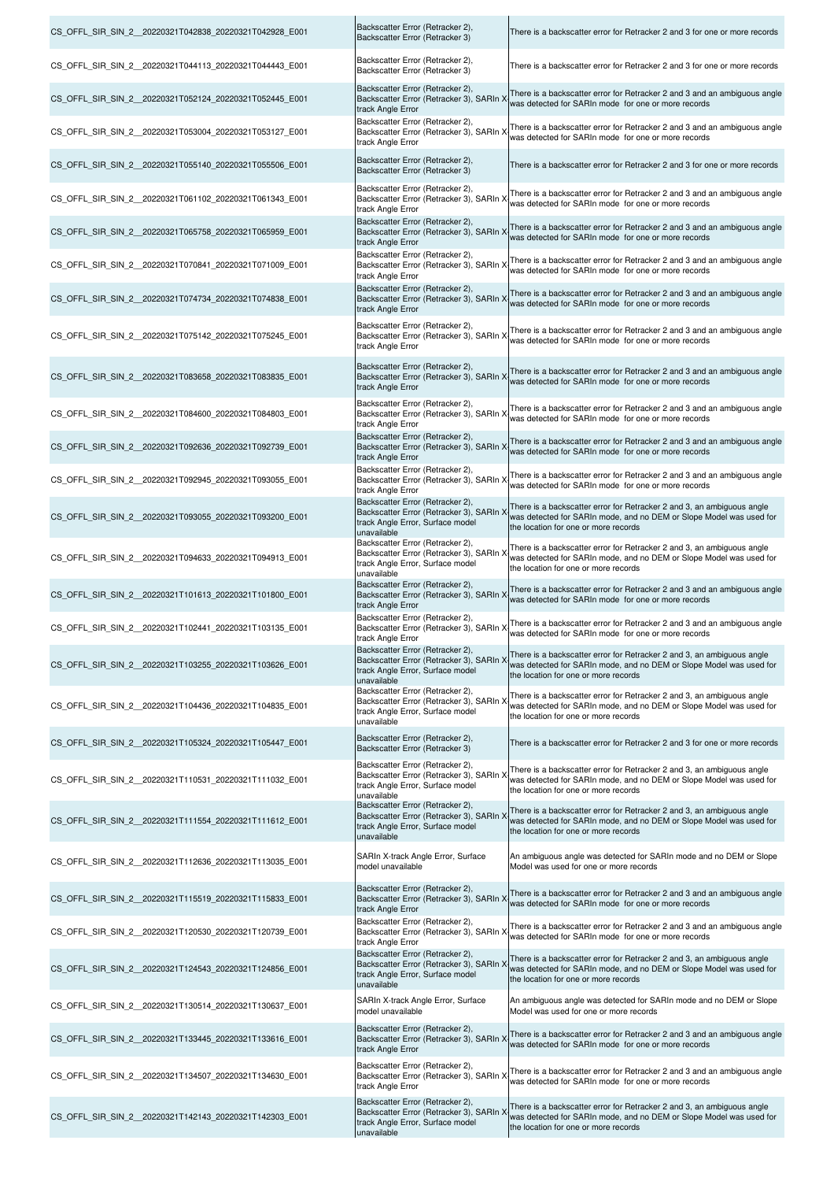| | | |
|---|---|---|
| CS_OFFL_SIR_SIN_2__20220321T042838_20220321T042928_E001 | Backscatter Error (Retracker 2), Backscatter Error (Retracker 3) | There is a backscatter error for Retracker 2 and 3 for one or more records |
| CS_OFFL_SIR_SIN_2__20220321T044113_20220321T044443_E001 | Backscatter Error (Retracker 2), Backscatter Error (Retracker 3) | There is a backscatter error for Retracker 2 and 3 for one or more records |
| CS_OFFL_SIR_SIN_2__20220321T052124_20220321T052445_E001 | Backscatter Error (Retracker 2), Backscatter Error (Retracker 3), SARIn X track Angle Error | There is a backscatter error for Retracker 2 and 3 and an ambiguous angle was detected for SARIn mode for one or more records |
| CS_OFFL_SIR_SIN_2__20220321T053004_20220321T053127_E001 | Backscatter Error (Retracker 2), Backscatter Error (Retracker 3), SARIn X track Angle Error | There is a backscatter error for Retracker 2 and 3 and an ambiguous angle was detected for SARIn mode for one or more records |
| CS_OFFL_SIR_SIN_2__20220321T055140_20220321T055506_E001 | Backscatter Error (Retracker 2), Backscatter Error (Retracker 3) | There is a backscatter error for Retracker 2 and 3 for one or more records |
| CS_OFFL_SIR_SIN_2__20220321T061102_20220321T061343_E001 | Backscatter Error (Retracker 2), Backscatter Error (Retracker 3), SARIn X track Angle Error | There is a backscatter error for Retracker 2 and 3 and an ambiguous angle was detected for SARIn mode for one or more records |
| CS_OFFL_SIR_SIN_2__20220321T065758_20220321T065959_E001 | Backscatter Error (Retracker 2), Backscatter Error (Retracker 3), SARIn X track Angle Error | There is a backscatter error for Retracker 2 and 3 and an ambiguous angle was detected for SARIn mode for one or more records |
| CS_OFFL_SIR_SIN_2__20220321T070841_20220321T071009_E001 | Backscatter Error (Retracker 2), Backscatter Error (Retracker 3), SARIn X track Angle Error | There is a backscatter error for Retracker 2 and 3 and an ambiguous angle was detected for SARIn mode for one or more records |
| CS_OFFL_SIR_SIN_2__20220321T074734_20220321T074838_E001 | Backscatter Error (Retracker 2), Backscatter Error (Retracker 3), SARIn X track Angle Error | There is a backscatter error for Retracker 2 and 3 and an ambiguous angle was detected for SARIn mode for one or more records |
| CS_OFFL_SIR_SIN_2__20220321T075142_20220321T075245_E001 | Backscatter Error (Retracker 2), Backscatter Error (Retracker 3), SARIn X track Angle Error | There is a backscatter error for Retracker 2 and 3 and an ambiguous angle was detected for SARIn mode for one or more records |
| CS_OFFL_SIR_SIN_2__20220321T083658_20220321T083835_E001 | Backscatter Error (Retracker 2), Backscatter Error (Retracker 3), SARIn X track Angle Error | There is a backscatter error for Retracker 2 and 3 and an ambiguous angle was detected for SARIn mode for one or more records |
| CS_OFFL_SIR_SIN_2__20220321T084600_20220321T084803_E001 | Backscatter Error (Retracker 2), Backscatter Error (Retracker 3), SARIn X track Angle Error | There is a backscatter error for Retracker 2 and 3 and an ambiguous angle was detected for SARIn mode for one or more records |
| CS_OFFL_SIR_SIN_2__20220321T092636_20220321T092739_E001 | Backscatter Error (Retracker 2), Backscatter Error (Retracker 3), SARIn X track Angle Error | There is a backscatter error for Retracker 2 and 3 and an ambiguous angle was detected for SARIn mode for one or more records |
| CS_OFFL_SIR_SIN_2__20220321T092945_20220321T093055_E001 | Backscatter Error (Retracker 2), Backscatter Error (Retracker 3), SARIn X track Angle Error | There is a backscatter error for Retracker 2 and 3 and an ambiguous angle was detected for SARIn mode for one or more records |
| CS_OFFL_SIR_SIN_2__20220321T093055_20220321T093200_E001 | Backscatter Error (Retracker 2), Backscatter Error (Retracker 3), SARIn X track Angle Error, Surface model unavailable | There is a backscatter error for Retracker 2 and 3, an ambiguous angle was detected for SARIn mode, and no DEM or Slope Model was used for the location for one or more records |
| CS_OFFL_SIR_SIN_2__20220321T094633_20220321T094913_E001 | Backscatter Error (Retracker 2), Backscatter Error (Retracker 3), SARIn X track Angle Error, Surface model unavailable | There is a backscatter error for Retracker 2 and 3, an ambiguous angle was detected for SARIn mode, and no DEM or Slope Model was used for the location for one or more records |
| CS_OFFL_SIR_SIN_2__20220321T101613_20220321T101800_E001 | Backscatter Error (Retracker 2), Backscatter Error (Retracker 3), SARIn X track Angle Error | There is a backscatter error for Retracker 2 and 3 and an ambiguous angle was detected for SARIn mode for one or more records |
| CS_OFFL_SIR_SIN_2__20220321T102441_20220321T103135_E001 | Backscatter Error (Retracker 2), Backscatter Error (Retracker 3), SARIn X track Angle Error | There is a backscatter error for Retracker 2 and 3 and an ambiguous angle was detected for SARIn mode for one or more records |
| CS_OFFL_SIR_SIN_2__20220321T103255_20220321T103626_E001 | Backscatter Error (Retracker 2), Backscatter Error (Retracker 3), SARIn X track Angle Error, Surface model unavailable | There is a backscatter error for Retracker 2 and 3, an ambiguous angle was detected for SARIn mode, and no DEM or Slope Model was used for the location for one or more records |
| CS_OFFL_SIR_SIN_2__20220321T104436_20220321T104835_E001 | Backscatter Error (Retracker 2), Backscatter Error (Retracker 3), SARIn X track Angle Error, Surface model unavailable | There is a backscatter error for Retracker 2 and 3, an ambiguous angle was detected for SARIn mode, and no DEM or Slope Model was used for the location for one or more records |
| CS_OFFL_SIR_SIN_2__20220321T105324_20220321T105447_E001 | Backscatter Error (Retracker 2), Backscatter Error (Retracker 3) | There is a backscatter error for Retracker 2 and 3 for one or more records |
| CS_OFFL_SIR_SIN_2__20220321T110531_20220321T111032_E001 | Backscatter Error (Retracker 2), Backscatter Error (Retracker 3), SARIn X track Angle Error, Surface model unavailable | There is a backscatter error for Retracker 2 and 3, an ambiguous angle was detected for SARIn mode, and no DEM or Slope Model was used for the location for one or more records |
| CS_OFFL_SIR_SIN_2__20220321T111554_20220321T111612_E001 | Backscatter Error (Retracker 2), Backscatter Error (Retracker 3), SARIn X track Angle Error, Surface model unavailable | There is a backscatter error for Retracker 2 and 3, an ambiguous angle was detected for SARIn mode, and no DEM or Slope Model was used for the location for one or more records |
| CS_OFFL_SIR_SIN_2__20220321T112636_20220321T113035_E001 | SARIn X-track Angle Error, Surface model unavailable | An ambiguous angle was detected for SARIn mode and no DEM or Slope Model was used for one or more records |
| CS_OFFL_SIR_SIN_2__20220321T115519_20220321T115833_E001 | Backscatter Error (Retracker 2), Backscatter Error (Retracker 3), SARIn X track Angle Error | There is a backscatter error for Retracker 2 and 3 and an ambiguous angle was detected for SARIn mode for one or more records |
| CS_OFFL_SIR_SIN_2__20220321T120530_20220321T120739_E001 | Backscatter Error (Retracker 2), Backscatter Error (Retracker 3), SARIn X track Angle Error | There is a backscatter error for Retracker 2 and 3 and an ambiguous angle was detected for SARIn mode for one or more records |
| CS_OFFL_SIR_SIN_2__20220321T124543_20220321T124856_E001 | Backscatter Error (Retracker 2), Backscatter Error (Retracker 3), SARIn X track Angle Error, Surface model unavailable | There is a backscatter error for Retracker 2 and 3, an ambiguous angle was detected for SARIn mode, and no DEM or Slope Model was used for the location for one or more records |
| CS_OFFL_SIR_SIN_2__20220321T130514_20220321T130637_E001 | SARIn X-track Angle Error, Surface model unavailable | An ambiguous angle was detected for SARIn mode and no DEM or Slope Model was used for one or more records |
| CS_OFFL_SIR_SIN_2__20220321T133445_20220321T133616_E001 | Backscatter Error (Retracker 2), Backscatter Error (Retracker 3), SARIn X track Angle Error | There is a backscatter error for Retracker 2 and 3 and an ambiguous angle was detected for SARIn mode for one or more records |
| CS_OFFL_SIR_SIN_2__20220321T134507_20220321T134630_E001 | Backscatter Error (Retracker 2), Backscatter Error (Retracker 3), SARIn X track Angle Error | There is a backscatter error for Retracker 2 and 3 and an ambiguous angle was detected for SARIn mode for one or more records |
| CS_OFFL_SIR_SIN_2__20220321T142143_20220321T142303_E001 | Backscatter Error (Retracker 2), Backscatter Error (Retracker 3), SARIn X track Angle Error, Surface model unavailable | There is a backscatter error for Retracker 2 and 3, an ambiguous angle was detected for SARIn mode, and no DEM or Slope Model was used for the location for one or more records |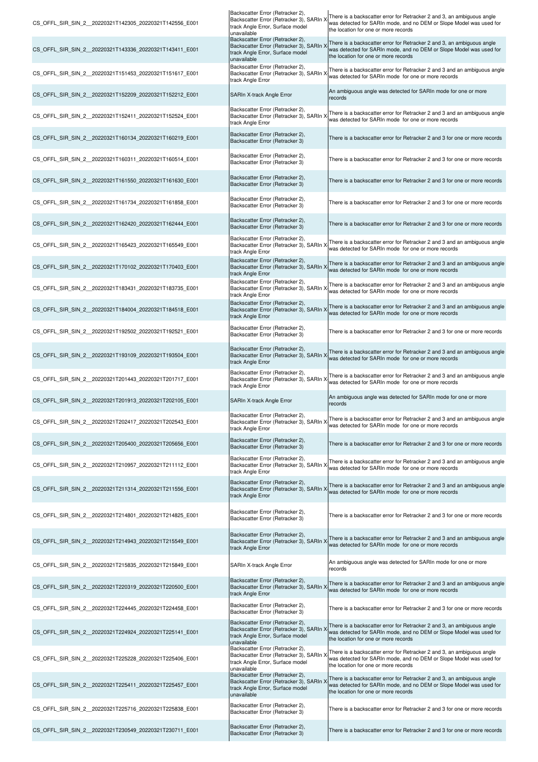| | | |
|---|---|---|
| CS_OFFL_SIR_SIN_2__20220321T142305_20220321T142556_E001 | Backscatter Error (Retracker 2), Backscatter Error (Retracker 3), SARIn X-track Angle Error, Surface model unavailable | There is a backscatter error for Retracker 2 and 3, an ambiguous angle was detected for SARIn mode, and no DEM or Slope Model was used for the location for one or more records |
| CS_OFFL_SIR_SIN_2__20220321T143336_20220321T143411_E001 | Backscatter Error (Retracker 2), Backscatter Error (Retracker 3), SARIn X-track Angle Error, Surface model unavailable | There is a backscatter error for Retracker 2 and 3, an ambiguous angle was detected for SARIn mode, and no DEM or Slope Model was used for the location for one or more records |
| CS_OFFL_SIR_SIN_2__20220321T151453_20220321T151617_E001 | Backscatter Error (Retracker 2), Backscatter Error (Retracker 3), SARIn X-track Angle Error | There is a backscatter error for Retracker 2 and 3 and an ambiguous angle was detected for SARIn mode for one or more records |
| CS_OFFL_SIR_SIN_2__20220321T152209_20220321T152212_E001 | SARIn X-track Angle Error | An ambiguous angle was detected for SARIn mode for one or more records |
| CS_OFFL_SIR_SIN_2__20220321T152411_20220321T152524_E001 | Backscatter Error (Retracker 2), Backscatter Error (Retracker 3), SARIn X-track Angle Error | There is a backscatter error for Retracker 2 and 3 and an ambiguous angle was detected for SARIn mode for one or more records |
| CS_OFFL_SIR_SIN_2__20220321T160134_20220321T160219_E001 | Backscatter Error (Retracker 2), Backscatter Error (Retracker 3) | There is a backscatter error for Retracker 2 and 3 for one or more records |
| CS_OFFL_SIR_SIN_2__20220321T160311_20220321T160514_E001 | Backscatter Error (Retracker 2), Backscatter Error (Retracker 3) | There is a backscatter error for Retracker 2 and 3 for one or more records |
| CS_OFFL_SIR_SIN_2__20220321T161550_20220321T161630_E001 | Backscatter Error (Retracker 2), Backscatter Error (Retracker 3) | There is a backscatter error for Retracker 2 and 3 for one or more records |
| CS_OFFL_SIR_SIN_2__20220321T161734_20220321T161858_E001 | Backscatter Error (Retracker 2), Backscatter Error (Retracker 3) | There is a backscatter error for Retracker 2 and 3 for one or more records |
| CS_OFFL_SIR_SIN_2__20220321T162420_20220321T162444_E001 | Backscatter Error (Retracker 2), Backscatter Error (Retracker 3) | There is a backscatter error for Retracker 2 and 3 for one or more records |
| CS_OFFL_SIR_SIN_2__20220321T165423_20220321T165549_E001 | Backscatter Error (Retracker 2), Backscatter Error (Retracker 3), SARIn X-track Angle Error | There is a backscatter error for Retracker 2 and 3 and an ambiguous angle was detected for SARIn mode for one or more records |
| CS_OFFL_SIR_SIN_2__20220321T170102_20220321T170403_E001 | Backscatter Error (Retracker 2), Backscatter Error (Retracker 3), SARIn X-track Angle Error | There is a backscatter error for Retracker 2 and 3 and an ambiguous angle was detected for SARIn mode for one or more records |
| CS_OFFL_SIR_SIN_2__20220321T183431_20220321T183735_E001 | Backscatter Error (Retracker 2), Backscatter Error (Retracker 3), SARIn X-track Angle Error | There is a backscatter error for Retracker 2 and 3 and an ambiguous angle was detected for SARIn mode for one or more records |
| CS_OFFL_SIR_SIN_2__20220321T184004_20220321T184518_E001 | Backscatter Error (Retracker 2), Backscatter Error (Retracker 3), SARIn X-track Angle Error | There is a backscatter error for Retracker 2 and 3 and an ambiguous angle was detected for SARIn mode for one or more records |
| CS_OFFL_SIR_SIN_2__20220321T192502_20220321T192521_E001 | Backscatter Error (Retracker 2), Backscatter Error (Retracker 3) | There is a backscatter error for Retracker 2 and 3 for one or more records |
| CS_OFFL_SIR_SIN_2__20220321T193109_20220321T193504_E001 | Backscatter Error (Retracker 2), Backscatter Error (Retracker 3), SARIn X-track Angle Error | There is a backscatter error for Retracker 2 and 3 and an ambiguous angle was detected for SARIn mode for one or more records |
| CS_OFFL_SIR_SIN_2__20220321T201443_20220321T201717_E001 | Backscatter Error (Retracker 2), Backscatter Error (Retracker 3), SARIn X-track Angle Error | There is a backscatter error for Retracker 2 and 3 and an ambiguous angle was detected for SARIn mode for one or more records |
| CS_OFFL_SIR_SIN_2__20220321T201913_20220321T202105_E001 | SARIn X-track Angle Error | An ambiguous angle was detected for SARIn mode for one or more records |
| CS_OFFL_SIR_SIN_2__20220321T202417_20220321T202543_E001 | Backscatter Error (Retracker 2), Backscatter Error (Retracker 3), SARIn X-track Angle Error | There is a backscatter error for Retracker 2 and 3 and an ambiguous angle was detected for SARIn mode for one or more records |
| CS_OFFL_SIR_SIN_2__20220321T205400_20220321T205656_E001 | Backscatter Error (Retracker 2), Backscatter Error (Retracker 3) | There is a backscatter error for Retracker 2 and 3 for one or more records |
| CS_OFFL_SIR_SIN_2__20220321T210957_20220321T211112_E001 | Backscatter Error (Retracker 2), Backscatter Error (Retracker 3), SARIn X-track Angle Error | There is a backscatter error for Retracker 2 and 3 and an ambiguous angle was detected for SARIn mode for one or more records |
| CS_OFFL_SIR_SIN_2__20220321T211314_20220321T211556_E001 | Backscatter Error (Retracker 2), Backscatter Error (Retracker 3), SARIn X-track Angle Error | There is a backscatter error for Retracker 2 and 3 and an ambiguous angle was detected for SARIn mode for one or more records |
| CS_OFFL_SIR_SIN_2__20220321T214801_20220321T214825_E001 | Backscatter Error (Retracker 2), Backscatter Error (Retracker 3) | There is a backscatter error for Retracker 2 and 3 for one or more records |
| CS_OFFL_SIR_SIN_2__20220321T214943_20220321T215549_E001 | Backscatter Error (Retracker 2), Backscatter Error (Retracker 3), SARIn X-track Angle Error | There is a backscatter error for Retracker 2 and 3 and an ambiguous angle was detected for SARIn mode for one or more records |
| CS_OFFL_SIR_SIN_2__20220321T215835_20220321T215849_E001 | SARIn X-track Angle Error | An ambiguous angle was detected for SARIn mode for one or more records |
| CS_OFFL_SIR_SIN_2__20220321T220319_20220321T220500_E001 | Backscatter Error (Retracker 2), Backscatter Error (Retracker 3), SARIn X-track Angle Error | There is a backscatter error for Retracker 2 and 3 and an ambiguous angle was detected for SARIn mode for one or more records |
| CS_OFFL_SIR_SIN_2__20220321T224445_20220321T224458_E001 | Backscatter Error (Retracker 2), Backscatter Error (Retracker 3) | There is a backscatter error for Retracker 2 and 3 for one or more records |
| CS_OFFL_SIR_SIN_2__20220321T224924_20220321T225141_E001 | Backscatter Error (Retracker 2), Backscatter Error (Retracker 3), SARIn X-track Angle Error, Surface model unavailable | There is a backscatter error for Retracker 2 and 3, an ambiguous angle was detected for SARIn mode, and no DEM or Slope Model was used for the location for one or more records |
| CS_OFFL_SIR_SIN_2__20220321T225228_20220321T225406_E001 | Backscatter Error (Retracker 2), Backscatter Error (Retracker 3), SARIn X-track Angle Error, Surface model unavailable | There is a backscatter error for Retracker 2 and 3, an ambiguous angle was detected for SARIn mode, and no DEM or Slope Model was used for the location for one or more records |
| CS_OFFL_SIR_SIN_2__20220321T225411_20220321T225457_E001 | Backscatter Error (Retracker 2), Backscatter Error (Retracker 3), SARIn X-track Angle Error, Surface model unavailable | There is a backscatter error for Retracker 2 and 3, an ambiguous angle was detected for SARIn mode, and no DEM or Slope Model was used for the location for one or more records |
| CS_OFFL_SIR_SIN_2__20220321T225716_20220321T225838_E001 | Backscatter Error (Retracker 2), Backscatter Error (Retracker 3) | There is a backscatter error for Retracker 2 and 3 for one or more records |
| CS_OFFL_SIR_SIN_2__20220321T230549_20220321T230711_E001 | Backscatter Error (Retracker 2), Backscatter Error (Retracker 3) | There is a backscatter error for Retracker 2 and 3 for one or more records |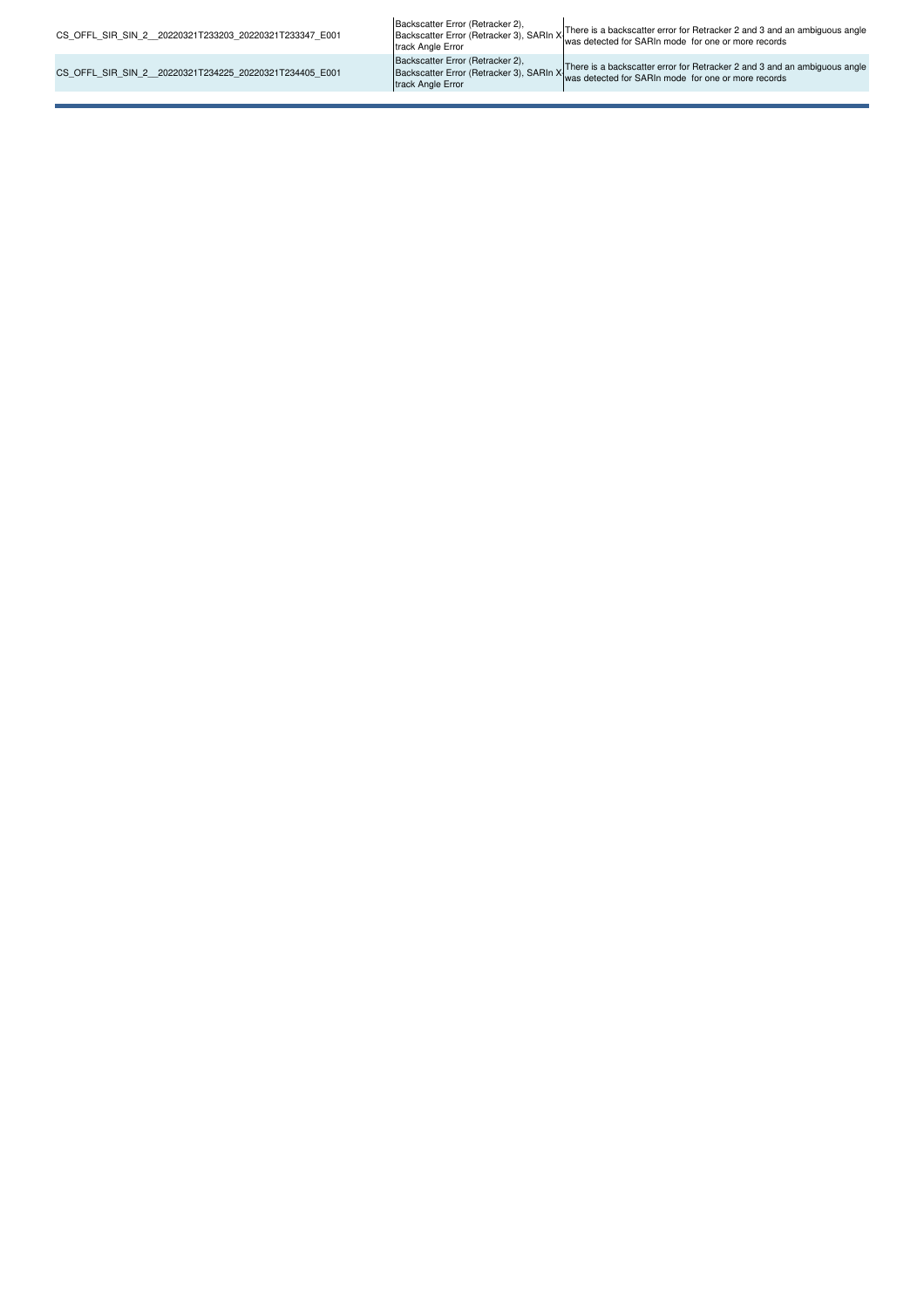| | | |
|---|---|---|
| CS_OFFL_SIR_SIN_2__20220321T233203_20220321T233347_E001 | Backscatter Error (Retracker 2), Backscatter Error (Retracker 3), SARIn X track Angle Error | There is a backscatter error for Retracker 2 and 3 and an ambiguous angle was detected for SARIn mode for one or more records |
| CS_OFFL_SIR_SIN_2__20220321T234225_20220321T234405_E001 | Backscatter Error (Retracker 2), Backscatter Error (Retracker 3), SARIn X track Angle Error | There is a backscatter error for Retracker 2 and 3 and an ambiguous angle was detected for SARIn mode for one or more records |